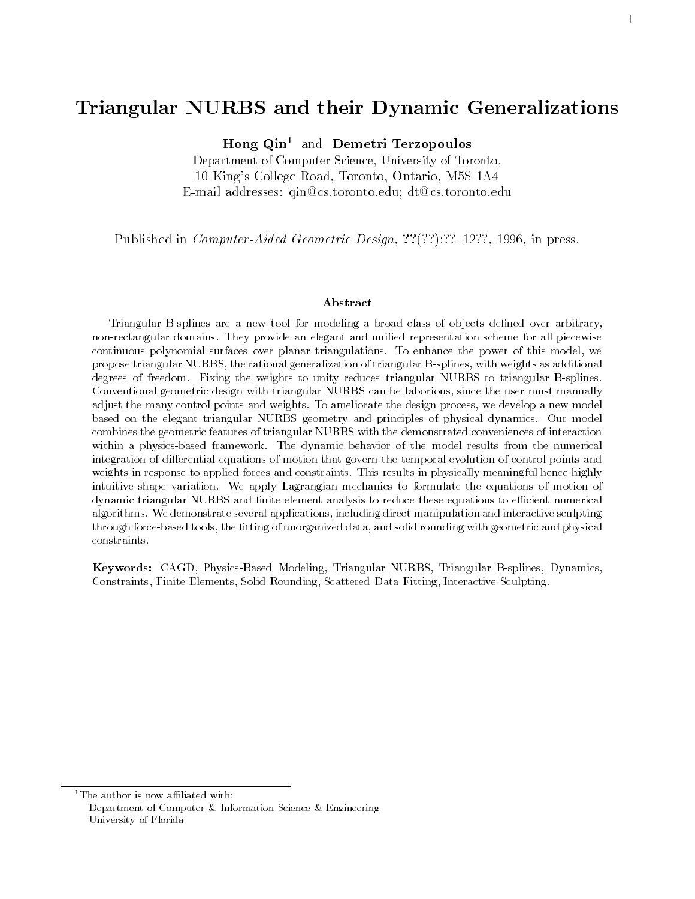# Triangular NURBS and their Dynamic Generalizations

**Hong Qin**[1] and **Demetri Terzopoulos**

Department of Computer Science, University of Toronto,
10 King's College Road, Toronto, Ontario, M5S 1A4
E-mail addresses: qin@cs.toronto.edu; dt@cs.toronto.edu

Published in *Computer-Aided Geometric Design*, **??**(??):??–12??, 1996, in press.

### Abstract

Triangular B-splines are a new tool for modeling a broad class of objects defined over arbitrary, non-rectangular domains. They provide an elegant and unified representation scheme for all piecewise continuous polynomial surfaces over planar triangulations. To enhance the power of this model, we propose triangular NURBS, the rational generalization of triangular B-splines, with weights as additional degrees of freedom. Fixing the weights to unity reduces triangular NURBS to triangular B-splines. Conventional geometric design with triangular NURBS can be laborious, since the user must manually adjust the many control points and weights. To ameliorate the design process, we develop a new model based on the elegant triangular NURBS geometry and principles of physical dynamics. Our model combines the geometric features of triangular NURBS with the demonstrated conveniences of interaction within a physics-based framework. The dynamic behavior of the model results from the numerical integration of differential equations of motion that govern the temporal evolution of control points and weights in response to applied forces and constraints. This results in physically meaningful hence highly intuitive shape variation. We apply Lagrangian mechanics to formulate the equations of motion of dynamic triangular NURBS and finite element analysis to reduce these equations to efficient numerical algorithms. We demonstrate several applications, including direct manipulation and interactive sculpting through force-based tools, the fitting of unorganized data, and solid rounding with geometric and physical constraints.

**Keywords:** CAGD, Physics-Based Modeling, Triangular NURBS, Triangular B-splines, Dynamics, Constraints, Finite Elements, Solid Rounding, Scattered Data Fitting, Interactive Sculpting.

---

[1] The author is now affiliated with:
Department of Computer & Information Science & Engineering
University of Florida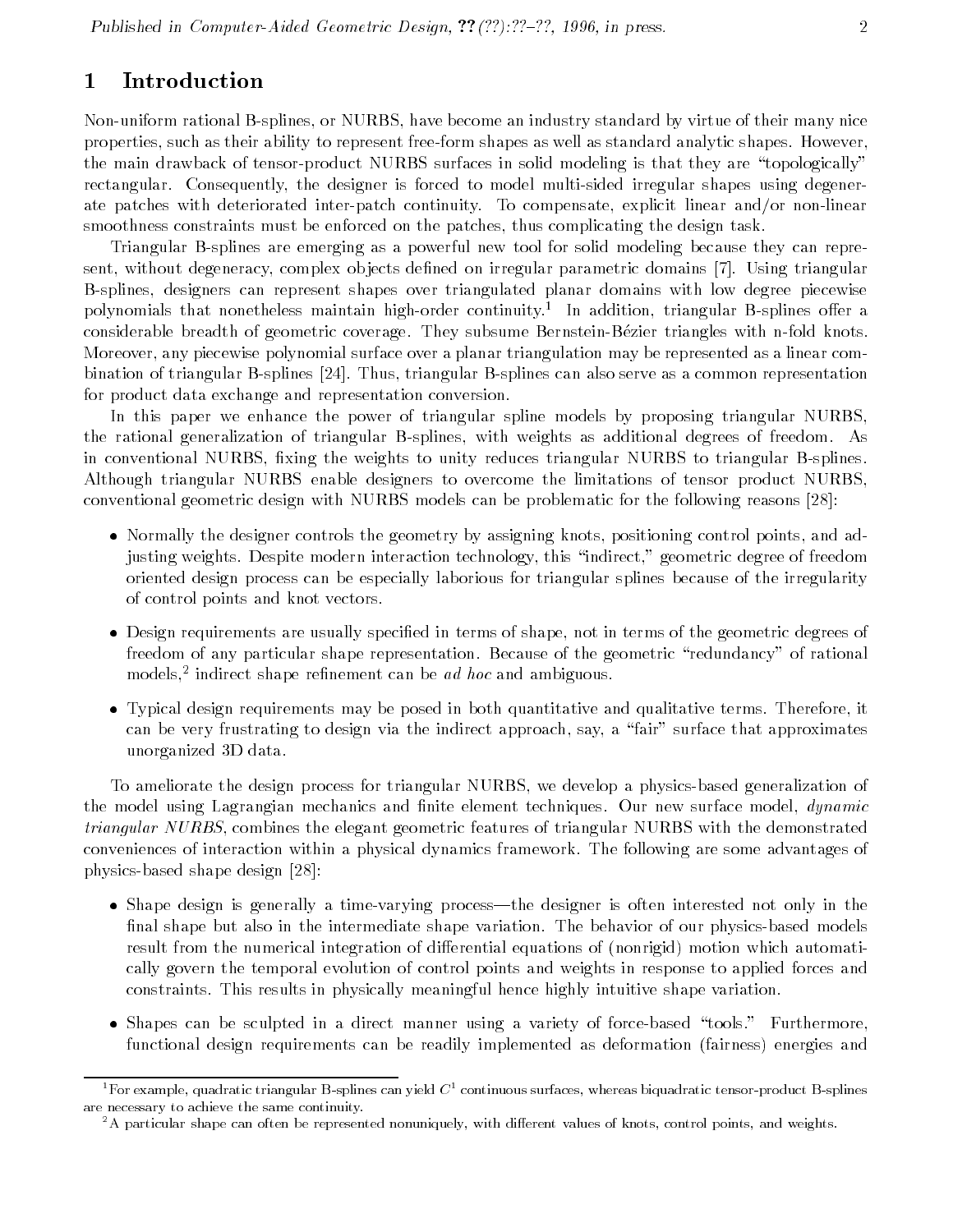# 1 Introduction

Non-uniform rational B-splines, or NURBS, have become an industry standard by virtue of their many nice properties, such as their ability to represent free-form shapes as well as standard analytic shapes. However, the main drawback of tensor-product NURBS surfaces in solid modeling is that they are "topologically" rectangular. Consequently, the designer is forced to model multi-sided irregular shapes using degenerate patches with deteriorated inter-patch continuity. To compensate, explicit linear and/or non-linear smoothness constraints must be enforced on the patches, thus complicating the design task.

Triangular B-splines are emerging as a powerful new tool for solid modeling because they can represent, without degeneracy, complex objects defined on irregular parametric domains [7]. Using triangular B-splines, designers can represent shapes over triangulated planar domains with low degree piecewise polynomials that nonetheless maintain high-order continuity.[1] In addition, triangular B-splines offer a considerable breadth of geometric coverage. They subsume Bernstein-Bézier triangles with n-fold knots. Moreover, any piecewise polynomial surface over a planar triangulation may be represented as a linear combination of triangular B-splines [24]. Thus, triangular B-splines can also serve as a common representation for product data exchange and representation conversion.

In this paper we enhance the power of triangular spline models by proposing triangular NURBS, the rational generalization of triangular B-splines, with weights as additional degrees of freedom. As in conventional NURBS, fixing the weights to unity reduces triangular NURBS to triangular B-splines. Although triangular NURBS enable designers to overcome the limitations of tensor product NURBS, conventional geometric design with NURBS models can be problematic for the following reasons [28]:

- Normally the designer controls the geometry by assigning knots, positioning control points, and adjusting weights. Despite modern interaction technology, this "indirect," geometric degree of freedom oriented design process can be especially laborious for triangular splines because of the irregularity of control points and knot vectors.
- Design requirements are usually specified in terms of shape, not in terms of the geometric degrees of freedom of any particular shape representation. Because of the geometric "redundancy" of rational models,[2] indirect shape refinement can be *ad hoc* and ambiguous.
- Typical design requirements may be posed in both quantitative and qualitative terms. Therefore, it can be very frustrating to design via the indirect approach, say, a "fair" surface that approximates unorganized 3D data.

To ameliorate the design process for triangular NURBS, we develop a physics-based generalization of the model using Lagrangian mechanics and finite element techniques. Our new surface model, *dynamic triangular NURBS*, combines the elegant geometric features of triangular NURBS with the demonstrated conveniences of interaction within a physical dynamics framework. The following are some advantages of physics-based shape design [28]:

- Shape design is generally a time-varying process—the designer is often interested not only in the final shape but also in the intermediate shape variation. The behavior of our physics-based models result from the numerical integration of differential equations of (nonrigid) motion which automatically govern the temporal evolution of control points and weights in response to applied forces and constraints. This results in physically meaningful hence highly intuitive shape variation.
- Shapes can be sculpted in a direct manner using a variety of force-based "tools." Furthermore, functional design requirements can be readily implemented as deformation (fairness) energies and

[1] For example, quadratic triangular B-splines can yield $C^1$ continuous surfaces, whereas biquadratic tensor-product B-splines are necessary to achieve the same continuity.

[2] A particular shape can often be represented nonuniquely, with different values of knots, control points, and weights.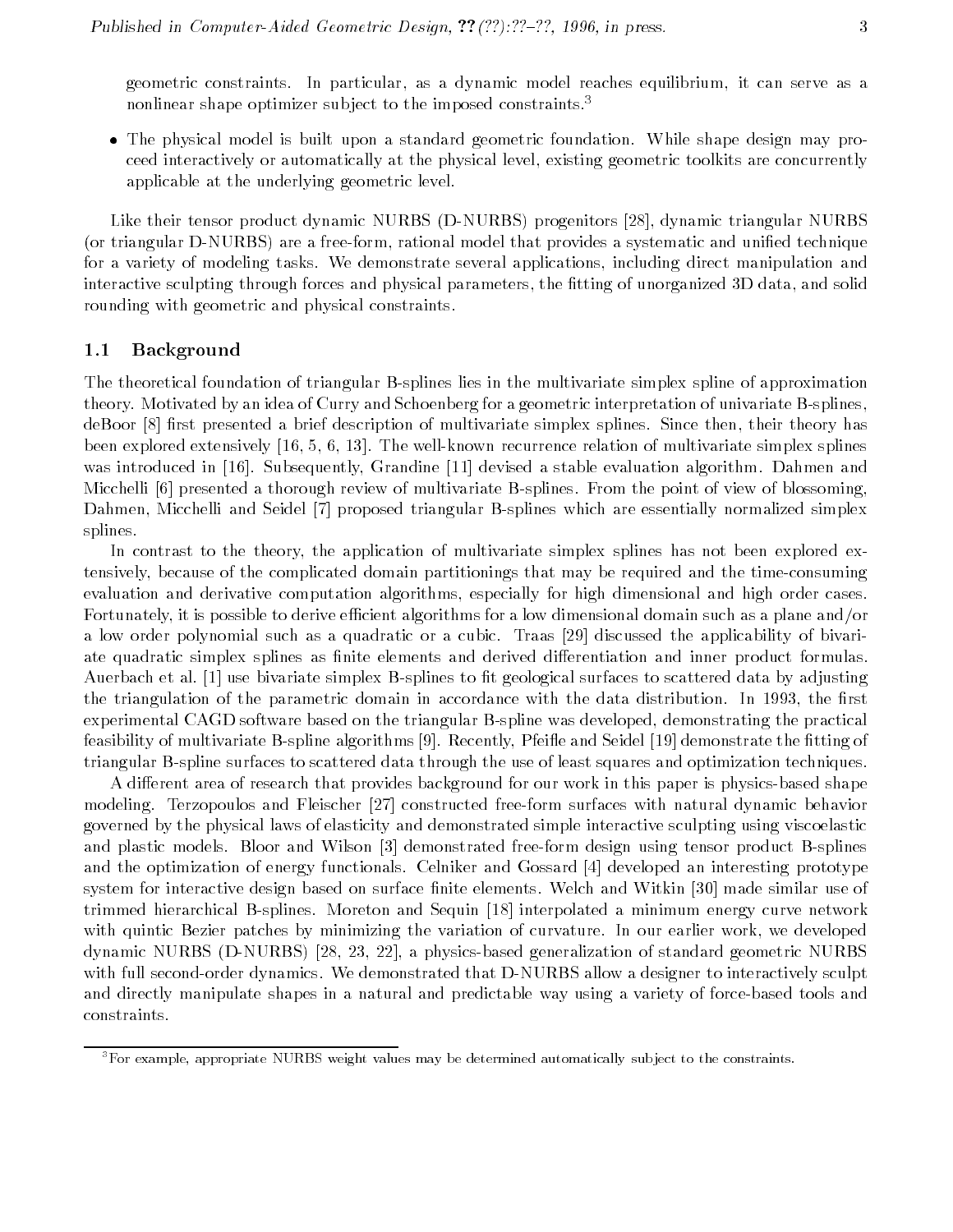geometric constraints. In particular, as a dynamic model reaches equilibrium, it can serve as a nonlinear shape optimizer subject to the imposed constraints.[3]

- The physical model is built upon a standard geometric foundation. While shape design may proceed interactively or automatically at the physical level, existing geometric toolkits are concurrently applicable at the underlying geometric level.

Like their tensor product dynamic NURBS (D-NURBS) progenitors [28], dynamic triangular NURBS (or triangular D-NURBS) are a free-form, rational model that provides a systematic and unified technique for a variety of modeling tasks. We demonstrate several applications, including direct manipulation and interactive sculpting through forces and physical parameters, the fitting of unorganized 3D data, and solid rounding with geometric and physical constraints.

### 1.1 Background

The theoretical foundation of triangular B-splines lies in the multivariate simplex spline of approximation theory. Motivated by an idea of Curry and Schoenberg for a geometric interpretation of univariate B-splines, deBoor [8] first presented a brief description of multivariate simplex splines. Since then, their theory has been explored extensively [16, 5, 6, 13]. The well-known recurrence relation of multivariate simplex splines was introduced in [16]. Subsequently, Grandine [11] devised a stable evaluation algorithm. Dahmen and Micchelli [6] presented a thorough review of multivariate B-splines. From the point of view of blossoming, Dahmen, Micchelli and Seidel [7] proposed triangular B-splines which are essentially normalized simplex splines.

In contrast to the theory, the application of multivariate simplex splines has not been explored extensively, because of the complicated domain partitionings that may be required and the time-consuming evaluation and derivative computation algorithms, especially for high dimensional and high order cases. Fortunately, it is possible to derive efficient algorithms for a low dimensional domain such as a plane and/or a low order polynomial such as a quadratic or a cubic. Traas [29] discussed the applicability of bivariate quadratic simplex splines as finite elements and derived differentiation and inner product formulas. Auerbach et al. [1] use bivariate simplex B-splines to fit geological surfaces to scattered data by adjusting the triangulation of the parametric domain in accordance with the data distribution. In 1993, the first experimental CAGD software based on the triangular B-spline was developed, demonstrating the practical feasibility of multivariate B-spline algorithms [9]. Recently, Pfeifle and Seidel [19] demonstrate the fitting of triangular B-spline surfaces to scattered data through the use of least squares and optimization techniques.

A different area of research that provides background for our work in this paper is physics-based shape modeling. Terzopoulos and Fleischer [27] constructed free-form surfaces with natural dynamic behavior governed by the physical laws of elasticity and demonstrated simple interactive sculpting using viscoelastic and plastic models. Bloor and Wilson [3] demonstrated free-form design using tensor product B-splines and the optimization of energy functionals. Celniker and Gossard [4] developed an interesting prototype system for interactive design based on surface finite elements. Welch and Witkin [30] made similar use of trimmed hierarchical B-splines. Moreton and Sequin [18] interpolated a minimum energy curve network with quintic Bezier patches by minimizing the variation of curvature. In our earlier work, we developed dynamic NURBS (D-NURBS) [28, 23, 22], a physics-based generalization of standard geometric NURBS with full second-order dynamics. We demonstrated that D-NURBS allow a designer to interactively sculpt and directly manipulate shapes in a natural and predictable way using a variety of force-based tools and constraints.

[3] For example, appropriate NURBS weight values may be determined automatically subject to the constraints.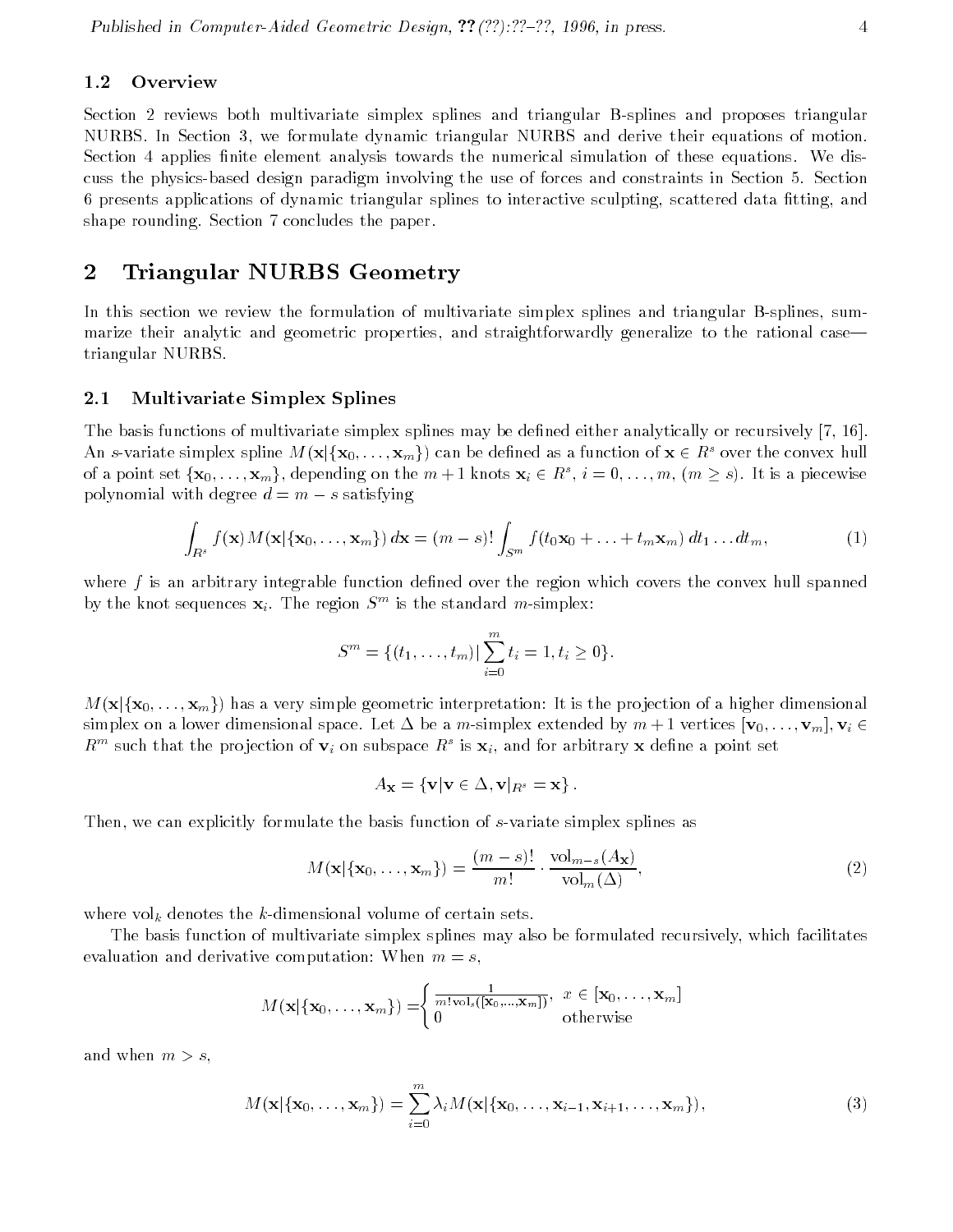### 1.2 Overview

Section 2 reviews both multivariate simplex splines and triangular B-splines and proposes triangular NURBS. In Section 3, we formulate dynamic triangular NURBS and derive their equations of motion. Section 4 applies finite element analysis towards the numerical simulation of these equations. We discuss the physics-based design paradigm involving the use of forces and constraints in Section 5. Section 6 presents applications of dynamic triangular splines to interactive sculpting, scattered data fitting, and shape rounding. Section 7 concludes the paper.

## 2 Triangular NURBS Geometry

In this section we review the formulation of multivariate simplex splines and triangular B-splines, summarize their analytic and geometric properties, and straightforwardly generalize to the rational case—triangular NURBS.

### 2.1 Multivariate Simplex Splines

The basis functions of multivariate simplex splines may be defined either analytically or recursively [7, 16]. An $s$-variate simplex spline $M(\mathbf{x}|\{\mathbf{x}_0, \ldots, \mathbf{x}_m\})$ can be defined as a function of $\mathbf{x} \in R^s$ over the convex hull of a point set $\{\mathbf{x}_0, \ldots, \mathbf{x}_m\}$, depending on the $m+1$ knots $\mathbf{x}_i \in R^s$, $i = 0, \ldots, m$, $(m \geq s)$. It is a piecewise polynomial with degree $d = m - s$ satisfying

$$\int_{R^s} f(\mathbf{x}) M(\mathbf{x}|\{\mathbf{x}_0, \ldots, \mathbf{x}_m\})\, d\mathbf{x} = (m-s)! \int_{S^m} f(t_0\mathbf{x}_0 + \ldots + t_m\mathbf{x}_m)\, dt_1 \ldots dt_m, \tag{1}$$

where $f$ is an arbitrary integrable function defined over the region which covers the convex hull spanned by the knot sequences $\mathbf{x}_i$. The region $S^m$ is the standard $m$-simplex:

$$S^m = \{(t_1, \ldots, t_m) | \sum_{i=0}^{m} t_i = 1, t_i \geq 0\}.$$

$M(\mathbf{x}|\{\mathbf{x}_0, \ldots, \mathbf{x}_m\})$ has a very simple geometric interpretation: It is the projection of a higher dimensional simplex on a lower dimensional space. Let $\Delta$ be a $m$-simplex extended by $m+1$ vertices $[\mathbf{v}_0, \ldots, \mathbf{v}_m]$, $\mathbf{v}_i \in R^m$ such that the projection of $\mathbf{v}_i$ on subspace $R^s$ is $\mathbf{x}_i$, and for arbitrary $\mathbf{x}$ define a point set

$$A_{\mathbf{x}} = \{\mathbf{v} | \mathbf{v} \in \Delta, \mathbf{v}|_{R^s} = \mathbf{x}\}.$$

Then, we can explicitly formulate the basis function of $s$-variate simplex splines as

$$M(\mathbf{x}|\{\mathbf{x}_0, \ldots, \mathbf{x}_m\}) = \frac{(m-s)!}{m!} \cdot \frac{\mathrm{vol}_{m-s}(A_{\mathbf{x}})}{\mathrm{vol}_m(\Delta)}, \tag{2}$$

where $\mathrm{vol}_k$ denotes the $k$-dimensional volume of certain sets.

The basis function of multivariate simplex splines may also be formulated recursively, which facilitates evaluation and derivative computation: When $m = s$,

$$M(\mathbf{x}|\{\mathbf{x}_0, \ldots, \mathbf{x}_m\}) = \begin{cases} \frac{1}{m!\,\mathrm{vol}_s([\mathbf{x}_0, \ldots, \mathbf{x}_m])}, & x \in [\mathbf{x}_0, \ldots, \mathbf{x}_m] \\ 0 & \text{otherwise} \end{cases}$$

and when $m > s$,

$$M(\mathbf{x}|\{\mathbf{x}_0, \ldots, \mathbf{x}_m\}) = \sum_{i=0}^{m} \lambda_i M(\mathbf{x}|\{\mathbf{x}_0, \ldots, \mathbf{x}_{i-1}, \mathbf{x}_{i+1}, \ldots, \mathbf{x}_m\}), \tag{3}$$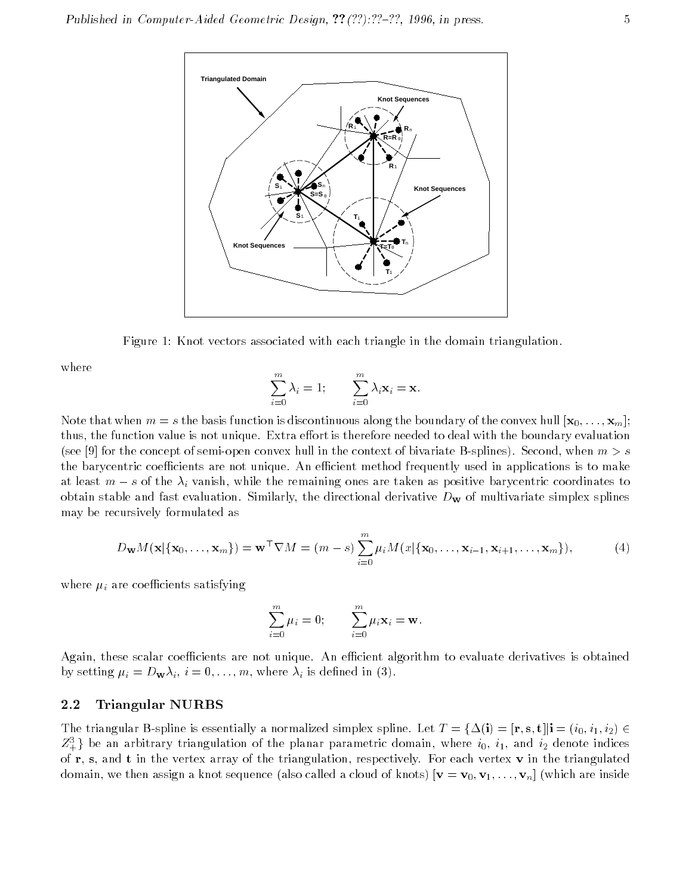Figure 1: Knot vectors associated with each triangle in the domain triangulation.

where

$$\sum_{i=0}^{m} \lambda_i = 1; \qquad \sum_{i=0}^{m} \lambda_i \mathbf{x}_i = \mathbf{x}.$$

Note that when $m = s$ the basis function is discontinuous along the boundary of the convex hull $[\mathbf{x}_0, \ldots, \mathbf{x}_m]$; thus, the function value is not unique. Extra effort is therefore needed to deal with the boundary evaluation (see [9] for the concept of semi-open convex hull in the context of bivariate B-splines). Second, when $m > s$ the barycentric coefficients are not unique. An efficient method frequently used in applications is to make at least $m - s$ of the $\lambda_i$ vanish, while the remaining ones are taken as positive barycentric coordinates to obtain stable and fast evaluation. Similarly, the directional derivative $D_{\mathbf{w}}$ of multivariate simplex splines may be recursively formulated as

$$D_{\mathbf{w}} M(\mathbf{x}|\{\mathbf{x}_0, \ldots, \mathbf{x}_m\}) = \mathbf{w}^\top \nabla M = (m-s) \sum_{i=0}^{m} \mu_i M(x|\{\mathbf{x}_0, \ldots, \mathbf{x}_{i-1}, \mathbf{x}_{i+1}, \ldots, \mathbf{x}_m\}), \tag{4}$$

where $\mu_i$ are coefficients satisfying

$$\sum_{i=0}^{m} \mu_i = 0; \qquad \sum_{i=0}^{m} \mu_i \mathbf{x}_i = \mathbf{w}.$$

Again, these scalar coefficients are not unique. An efficient algorithm to evaluate derivatives is obtained by setting $\mu_i = D_{\mathbf{w}} \lambda_i$, $i = 0, \ldots, m$, where $\lambda_i$ is defined in (3).

## 2.2 Triangular NURBS

The triangular B-spline is essentially a normalized simplex spline. Let $T = \{\Delta(\mathbf{i}) = [\mathbf{r}, \mathbf{s}, \mathbf{t}] | \mathbf{i} = (i_0, i_1, i_2) \in Z_+^3\}$ be an arbitrary triangulation of the planar parametric domain, where $i_0$, $i_1$, and $i_2$ denote indices of $\mathbf{r}$, $\mathbf{s}$, and $\mathbf{t}$ in the vertex array of the triangulation, respectively. For each vertex $\mathbf{v}$ in the triangulated domain, we then assign a knot sequence (also called a cloud of knots) $[\mathbf{v} = \mathbf{v}_0, \mathbf{v}_1, \ldots, \mathbf{v}_n]$ (which are inside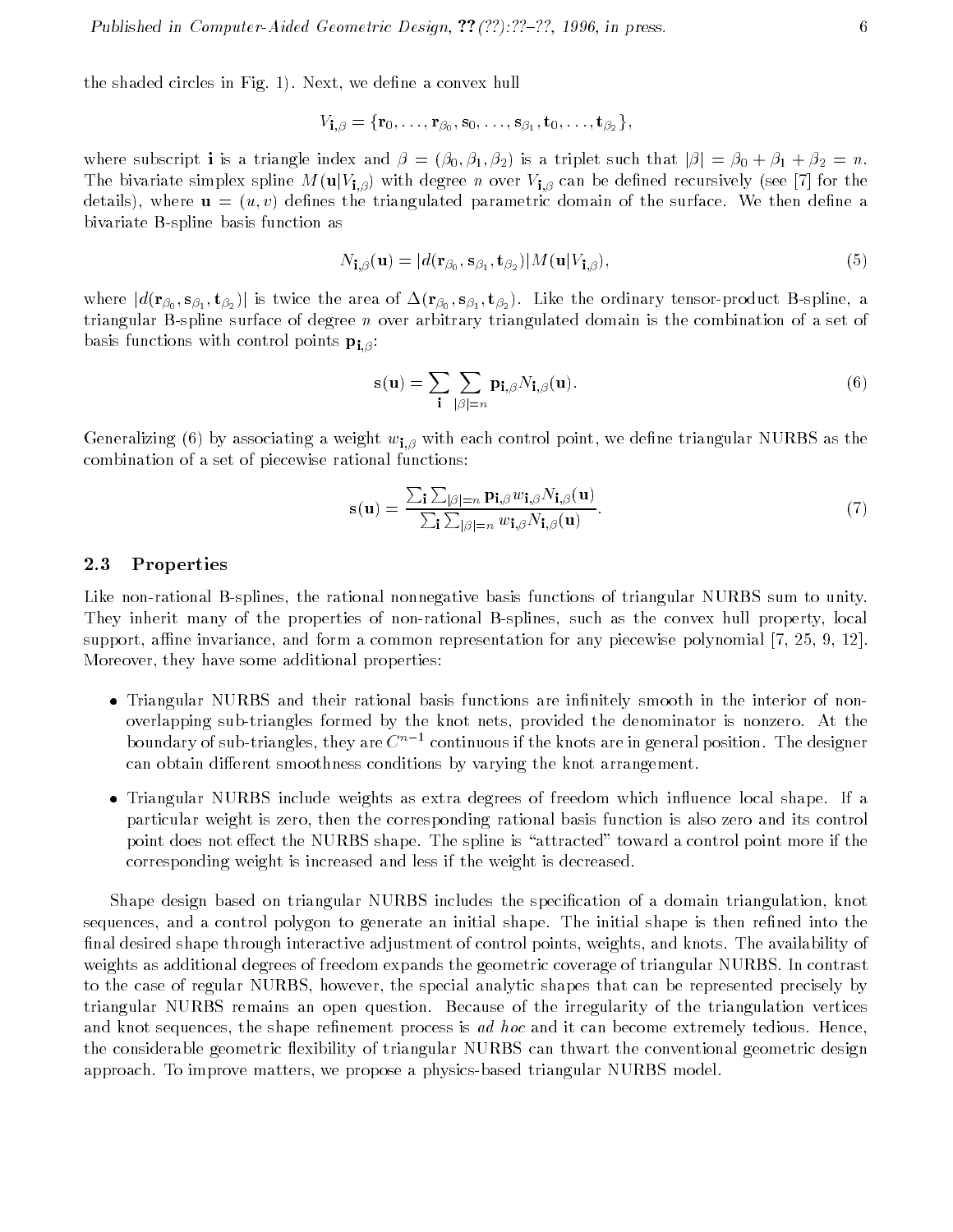the shaded circles in Fig. 1). Next, we define a convex hull

$$V_{\mathbf{i},\beta} = \{\mathbf{r}_0, \ldots, \mathbf{r}_{\beta_0}, \mathbf{s}_0, \ldots, \mathbf{s}_{\beta_1}, \mathbf{t}_0, \ldots, \mathbf{t}_{\beta_2}\},$$

where subscript $\mathbf{i}$ is a triangle index and $\beta = (\beta_0, \beta_1, \beta_2)$ is a triplet such that $|\beta| = \beta_0 + \beta_1 + \beta_2 = n$. The bivariate simplex spline $M(\mathbf{u}|V_{\mathbf{i},\beta})$ with degree $n$ over $V_{\mathbf{i},\beta}$ can be defined recursively (see [7] for the details), where $\mathbf{u} = (u, v)$ defines the triangulated parametric domain of the surface. We then define a bivariate B-spline basis function as

$$N_{\mathbf{i},\beta}(\mathbf{u}) = |d(\mathbf{r}_{\beta_0}, \mathbf{s}_{\beta_1}, \mathbf{t}_{\beta_2})| M(\mathbf{u}|V_{\mathbf{i},\beta}), \tag{5}$$

where $|d(\mathbf{r}_{\beta_0}, \mathbf{s}_{\beta_1}, \mathbf{t}_{\beta_2})|$ is twice the area of $\Delta(\mathbf{r}_{\beta_0}, \mathbf{s}_{\beta_1}, \mathbf{t}_{\beta_2})$. Like the ordinary tensor-product B-spline, a triangular B-spline surface of degree $n$ over arbitrary triangulated domain is the combination of a set of basis functions with control points $\mathbf{p}_{\mathbf{i},\beta}$:

$$\mathbf{s}(\mathbf{u}) = \sum_{\mathbf{i}} \sum_{|\beta|=n} \mathbf{p}_{\mathbf{i},\beta} N_{\mathbf{i},\beta}(\mathbf{u}). \tag{6}$$

Generalizing (6) by associating a weight $w_{\mathbf{i},\beta}$ with each control point, we define triangular NURBS as the combination of a set of piecewise rational functions:

$$\mathbf{s}(\mathbf{u}) = \frac{\sum_{\mathbf{i}} \sum_{|\beta|=n} \mathbf{p}_{\mathbf{i},\beta} w_{\mathbf{i},\beta} N_{\mathbf{i},\beta}(\mathbf{u})}{\sum_{\mathbf{i}} \sum_{|\beta|=n} w_{\mathbf{i},\beta} N_{\mathbf{i},\beta}(\mathbf{u})}. \tag{7}$$

### 2.3 Properties

Like non-rational B-splines, the rational nonnegative basis functions of triangular NURBS sum to unity. They inherit many of the properties of non-rational B-splines, such as the convex hull property, local support, affine invariance, and form a common representation for any piecewise polynomial [7, 25, 9, 12]. Moreover, they have some additional properties:

- Triangular NURBS and their rational basis functions are infinitely smooth in the interior of non-overlapping sub-triangles formed by the knot nets, provided the denominator is nonzero. At the boundary of sub-triangles, they are $C^{n-1}$ continuous if the knots are in general position. The designer can obtain different smoothness conditions by varying the knot arrangement.
- Triangular NURBS include weights as extra degrees of freedom which influence local shape. If a particular weight is zero, then the corresponding rational basis function is also zero and its control point does not effect the NURBS shape. The spline is "attracted" toward a control point more if the corresponding weight is increased and less if the weight is decreased.

Shape design based on triangular NURBS includes the specification of a domain triangulation, knot sequences, and a control polygon to generate an initial shape. The initial shape is then refined into the final desired shape through interactive adjustment of control points, weights, and knots. The availability of weights as additional degrees of freedom expands the geometric coverage of triangular NURBS. In contrast to the case of regular NURBS, however, the special analytic shapes that can be represented precisely by triangular NURBS remains an open question. Because of the irregularity of the triangulation vertices and knot sequences, the shape refinement process is *ad hoc* and it can become extremely tedious. Hence, the considerable geometric flexibility of triangular NURBS can thwart the conventional geometric design approach. To improve matters, we propose a physics-based triangular NURBS model.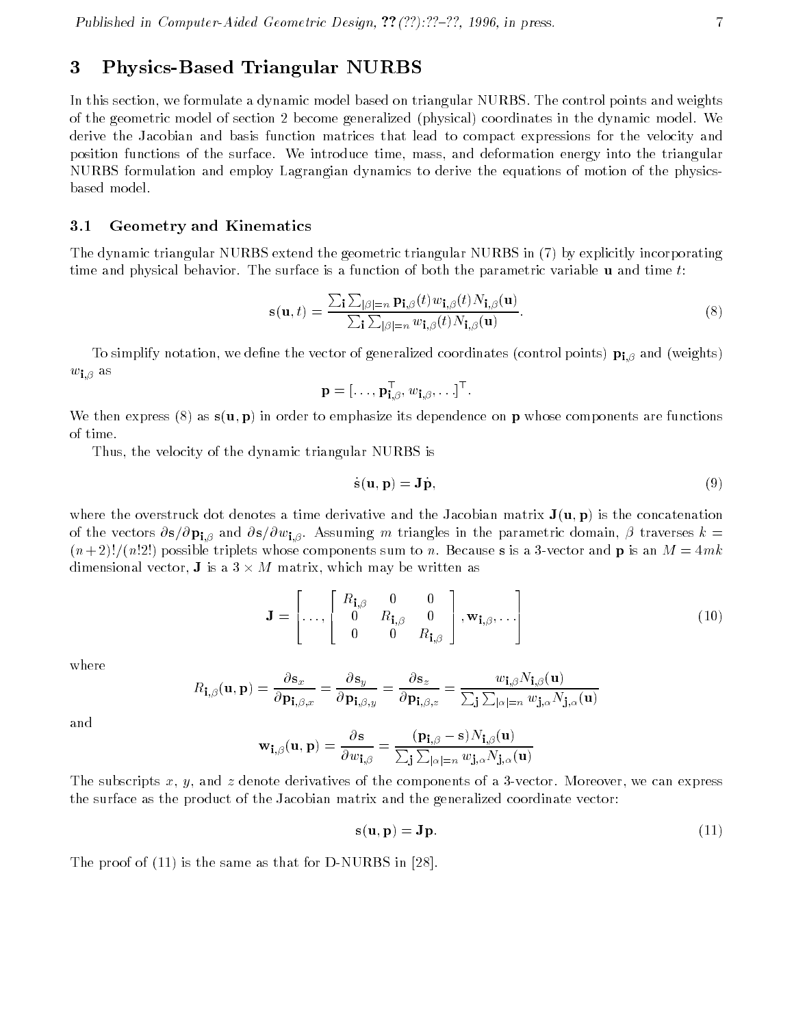## 3 Physics-Based Triangular NURBS

In this section, we formulate a dynamic model based on triangular NURBS. The control points and weights of the geometric model of section 2 become generalized (physical) coordinates in the dynamic model. We derive the Jacobian and basis function matrices that lead to compact expressions for the velocity and position functions of the surface. We introduce time, mass, and deformation energy into the triangular NURBS formulation and employ Lagrangian dynamics to derive the equations of motion of the physics-based model.

### 3.1 Geometry and Kinematics

The dynamic triangular NURBS extend the geometric triangular NURBS in (7) by explicitly incorporating time and physical behavior. The surface is a function of both the parametric variable $\mathbf{u}$ and time $t$:

$$\mathbf{s}(\mathbf{u}, t) = \frac{\sum_{\mathbf{i}} \sum_{|\beta|=n} \mathbf{p}_{\mathbf{i},\beta}(t) w_{\mathbf{i},\beta}(t) N_{\mathbf{i},\beta}(\mathbf{u})}{\sum_{\mathbf{i}} \sum_{|\beta|=n} w_{\mathbf{i},\beta}(t) N_{\mathbf{i},\beta}(\mathbf{u})}. \tag{8}$$

To simplify notation, we define the vector of generalized coordinates (control points) $\mathbf{p}_{\mathbf{i},\beta}$ and (weights) $w_{\mathbf{i},\beta}$ as

$$\mathbf{p} = [\ldots, \mathbf{p}_{\mathbf{i},\beta}^{\top}, w_{\mathbf{i},\beta}, \ldots]^{\top}.$$

We then express (8) as $\mathbf{s}(\mathbf{u}, \mathbf{p})$ in order to emphasize its dependence on $\mathbf{p}$ whose components are functions of time.

Thus, the velocity of the dynamic triangular NURBS is

$$\dot{\mathbf{s}}(\mathbf{u}, \mathbf{p}) = \mathbf{J}\dot{\mathbf{p}}, \tag{9}$$

where the overstruck dot denotes a time derivative and the Jacobian matrix $\mathbf{J}(\mathbf{u}, \mathbf{p})$ is the concatenation of the vectors $\partial \mathbf{s}/\partial \mathbf{p}_{\mathbf{i},\beta}$ and $\partial \mathbf{s}/\partial w_{\mathbf{i},\beta}$. Assuming $m$ triangles in the parametric domain, $\beta$ traverses $k = (n+2)!/(n!2!)$ possible triplets whose components sum to $n$. Because $\mathbf{s}$ is a 3-vector and $\mathbf{p}$ is an $M = 4mk$ dimensional vector, $\mathbf{J}$ is a $3 \times M$ matrix, which may be written as

$$\mathbf{J} = \left[ \ldots, \begin{bmatrix} R_{\mathbf{i},\beta} & 0 & 0 \\ 0 & R_{\mathbf{i},\beta} & 0 \\ 0 & 0 & R_{\mathbf{i},\beta} \end{bmatrix}, \mathbf{w}_{\mathbf{i},\beta}, \ldots \right] \tag{10}$$

where

$$R_{\mathbf{i},\beta}(\mathbf{u}, \mathbf{p}) = \frac{\partial \mathbf{s}_x}{\partial \mathbf{p}_{\mathbf{i},\beta,x}} = \frac{\partial \mathbf{s}_y}{\partial \mathbf{p}_{\mathbf{i},\beta,y}} = \frac{\partial \mathbf{s}_z}{\partial \mathbf{p}_{\mathbf{i},\beta,z}} = \frac{w_{\mathbf{i},\beta} N_{\mathbf{i},\beta}(\mathbf{u})}{\sum_{\mathbf{j}} \sum_{|\alpha|=n} w_{\mathbf{j},\alpha} N_{\mathbf{j},\alpha}(\mathbf{u})}$$

and

$$\mathbf{w}_{\mathbf{i},\beta}(\mathbf{u}, \mathbf{p}) = \frac{\partial \mathbf{s}}{\partial w_{\mathbf{i},\beta}} = \frac{(\mathbf{p}_{\mathbf{i},\beta} - \mathbf{s}) N_{\mathbf{i},\beta}(\mathbf{u})}{\sum_{\mathbf{j}} \sum_{|\alpha|=n} w_{\mathbf{j},\alpha} N_{\mathbf{j},\alpha}(\mathbf{u})}$$

The subscripts $x$, $y$, and $z$ denote derivatives of the components of a 3-vector. Moreover, we can express the surface as the product of the Jacobian matrix and the generalized coordinate vector:

$$\mathbf{s}(\mathbf{u}, \mathbf{p}) = \mathbf{J}\mathbf{p}. \tag{11}$$

The proof of (11) is the same as that for D-NURBS in [28].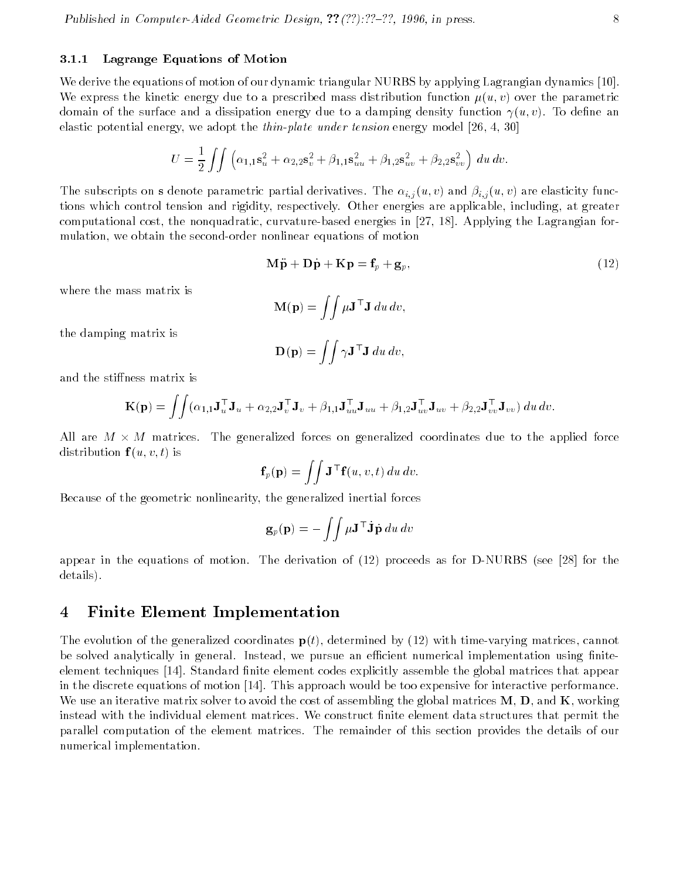### 3.1.1 Lagrange Equations of Motion

We derive the equations of motion of our dynamic triangular NURBS by applying Lagrangian dynamics [10]. We express the kinetic energy due to a prescribed mass distribution function $\mu(u,v)$ over the parametric domain of the surface and a dissipation energy due to a damping density function $\gamma(u,v)$. To define an elastic potential energy, we adopt the *thin-plate under tension* energy model [26, 4, 30]

$$U = \frac{1}{2}\iint \left( \alpha_{1,1}\mathbf{s}_u^2 + \alpha_{2,2}\mathbf{s}_v^2 + \beta_{1,1}\mathbf{s}_{uu}^2 + \beta_{1,2}\mathbf{s}_{uv}^2 + \beta_{2,2}\mathbf{s}_{vv}^2 \right) du\, dv.$$

The subscripts on $\mathbf{s}$ denote parametric partial derivatives. The $\alpha_{i,j}(u,v)$ and $\beta_{i,j}(u,v)$ are elasticity functions which control tension and rigidity, respectively. Other energies are applicable, including, at greater computational cost, the nonquadratic, curvature-based energies in [27, 18]. Applying the Lagrangian formulation, we obtain the second-order nonlinear equations of motion

$$\mathbf{M}\ddot{\mathbf{p}} + \mathbf{D}\dot{\mathbf{p}} + \mathbf{K}\mathbf{p} = \mathbf{f}_p + \mathbf{g}_p, \tag{12}$$

where the mass matrix is

$$\mathbf{M}(\mathbf{p}) = \iint \mu \mathbf{J}^\top \mathbf{J}\, du\, dv,$$

the damping matrix is

$$\mathbf{D}(\mathbf{p}) = \iint \gamma \mathbf{J}^\top \mathbf{J}\, du\, dv,$$

and the stiffness matrix is

$$\mathbf{K}(\mathbf{p}) = \iint (\alpha_{1,1}\mathbf{J}_u^\top \mathbf{J}_u + \alpha_{2,2}\mathbf{J}_v^\top \mathbf{J}_v + \beta_{1,1}\mathbf{J}_{uu}^\top \mathbf{J}_{uu} + \beta_{1,2}\mathbf{J}_{uv}^\top \mathbf{J}_{uv} + \beta_{2,2}\mathbf{J}_{vv}^\top \mathbf{J}_{vv})\, du\, dv.$$

All are $M \times M$ matrices. The generalized forces on generalized coordinates due to the applied force distribution $\mathbf{f}(u,v,t)$ is

$$\mathbf{f}_p(\mathbf{p}) = \iint \mathbf{J}^\top \mathbf{f}(u,v,t)\, du\, dv.$$

Because of the geometric nonlinearity, the generalized inertial forces

$$\mathbf{g}_p(\mathbf{p}) = -\iint \mu \mathbf{J}^\top \dot{\mathbf{J}}\dot{\mathbf{p}}\, du\, dv$$

appear in the equations of motion. The derivation of (12) proceeds as for D-NURBS (see [28] for the details).

## 4 Finite Element Implementation

The evolution of the generalized coordinates $\mathbf{p}(t)$, determined by (12) with time-varying matrices, cannot be solved analytically in general. Instead, we pursue an efficient numerical implementation using finite-element techniques [14]. Standard finite element codes explicitly assemble the global matrices that appear in the discrete equations of motion [14]. This approach would be too expensive for interactive performance. We use an iterative matrix solver to avoid the cost of assembling the global matrices $\mathbf{M}$, $\mathbf{D}$, and $\mathbf{K}$, working instead with the individual element matrices. We construct finite element data structures that permit the parallel computation of the element matrices. The remainder of this section provides the details of our numerical implementation.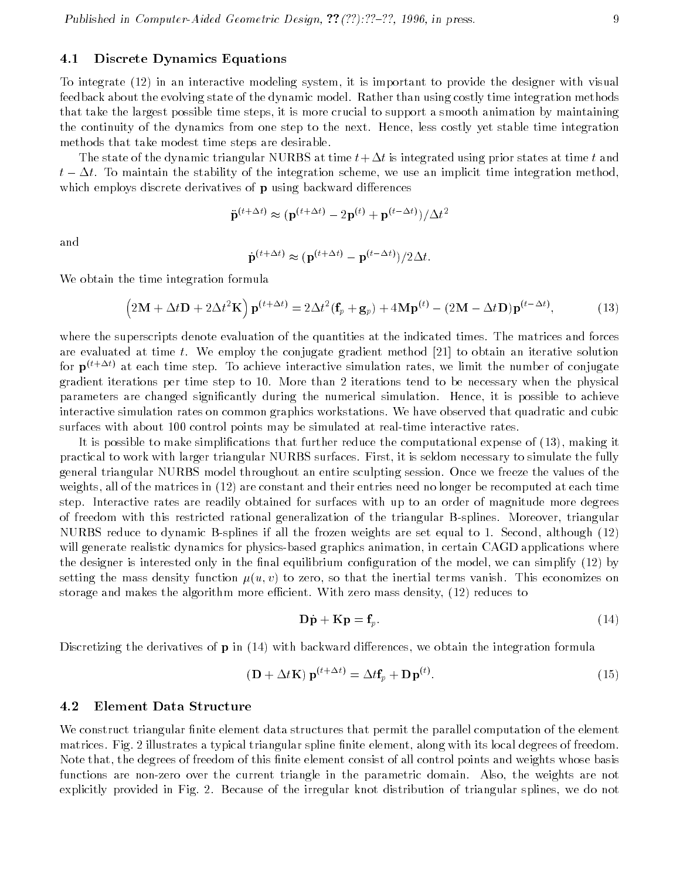### 4.1 Discrete Dynamics Equations

To integrate (12) in an interactive modeling system, it is important to provide the designer with visual feedback about the evolving state of the dynamic model. Rather than using costly time integration methods that take the largest possible time steps, it is more crucial to support a smooth animation by maintaining the continuity of the dynamics from one step to the next. Hence, less costly yet stable time integration methods that take modest time steps are desirable.

The state of the dynamic triangular NURBS at time $t + \Delta t$ is integrated using prior states at time $t$ and $t - \Delta t$. To maintain the stability of the integration scheme, we use an implicit time integration method, which employs discrete derivatives of $\mathbf{p}$ using backward differences

$$\ddot{\mathbf{p}}^{(t+\Delta t)} \approx (\mathbf{p}^{(t+\Delta t)} - 2\mathbf{p}^{(t)} + \mathbf{p}^{(t-\Delta t)})/\Delta t^2$$

and

$$\dot{\mathbf{p}}^{(t+\Delta t)} \approx (\mathbf{p}^{(t+\Delta t)} - \mathbf{p}^{(t-\Delta t)})/2\Delta t.$$

We obtain the time integration formula

$$\left(2\mathbf{M} + \Delta t\mathbf{D} + 2\Delta t^2 \mathbf{K}\right)\mathbf{p}^{(t+\Delta t)} = 2\Delta t^2(\mathbf{f}_p + \mathbf{g}_p) + 4\mathbf{M}\mathbf{p}^{(t)} - (2\mathbf{M} - \Delta t\mathbf{D})\mathbf{p}^{(t-\Delta t)}, \tag{13}$$

where the superscripts denote evaluation of the quantities at the indicated times. The matrices and forces are evaluated at time $t$. We employ the conjugate gradient method [21] to obtain an iterative solution for $\mathbf{p}^{(t+\Delta t)}$ at each time step. To achieve interactive simulation rates, we limit the number of conjugate gradient iterations per time step to 10. More than 2 iterations tend to be necessary when the physical parameters are changed significantly during the numerical simulation. Hence, it is possible to achieve interactive simulation rates on common graphics workstations. We have observed that quadratic and cubic surfaces with about 100 control points may be simulated at real-time interactive rates.

It is possible to make simplifications that further reduce the computational expense of (13), making it practical to work with larger triangular NURBS surfaces. First, it is seldom necessary to simulate the fully general triangular NURBS model throughout an entire sculpting session. Once we freeze the values of the weights, all of the matrices in (12) are constant and their entries need no longer be recomputed at each time step. Interactive rates are readily obtained for surfaces with up to an order of magnitude more degrees of freedom with this restricted rational generalization of the triangular B-splines. Moreover, triangular NURBS reduce to dynamic B-splines if all the frozen weights are set equal to 1. Second, although (12) will generate realistic dynamics for physics-based graphics animation, in certain CAGD applications where the designer is interested only in the final equilibrium configuration of the model, we can simplify (12) by setting the mass density function $\mu(u, v)$ to zero, so that the inertial terms vanish. This economizes on storage and makes the algorithm more efficient. With zero mass density, (12) reduces to

$$\mathbf{D}\dot{\mathbf{p}} + \mathbf{K}\mathbf{p} = \mathbf{f}_p. \tag{14}$$

Discretizing the derivatives of $\mathbf{p}$ in (14) with backward differences, we obtain the integration formula

$$(\mathbf{D} + \Delta t\mathbf{K})\,\mathbf{p}^{(t+\Delta t)} = \Delta t\mathbf{f}_p + \mathbf{D}\,\mathbf{p}^{(t)}. \tag{15}$$

### 4.2 Element Data Structure

We construct triangular finite element data structures that permit the parallel computation of the element matrices. Fig. 2 illustrates a typical triangular spline finite element, along with its local degrees of freedom. Note that, the degrees of freedom of this finite element consist of all control points and weights whose basis functions are non-zero over the current triangle in the parametric domain. Also, the weights are not explicitly provided in Fig. 2. Because of the irregular knot distribution of triangular splines, we do not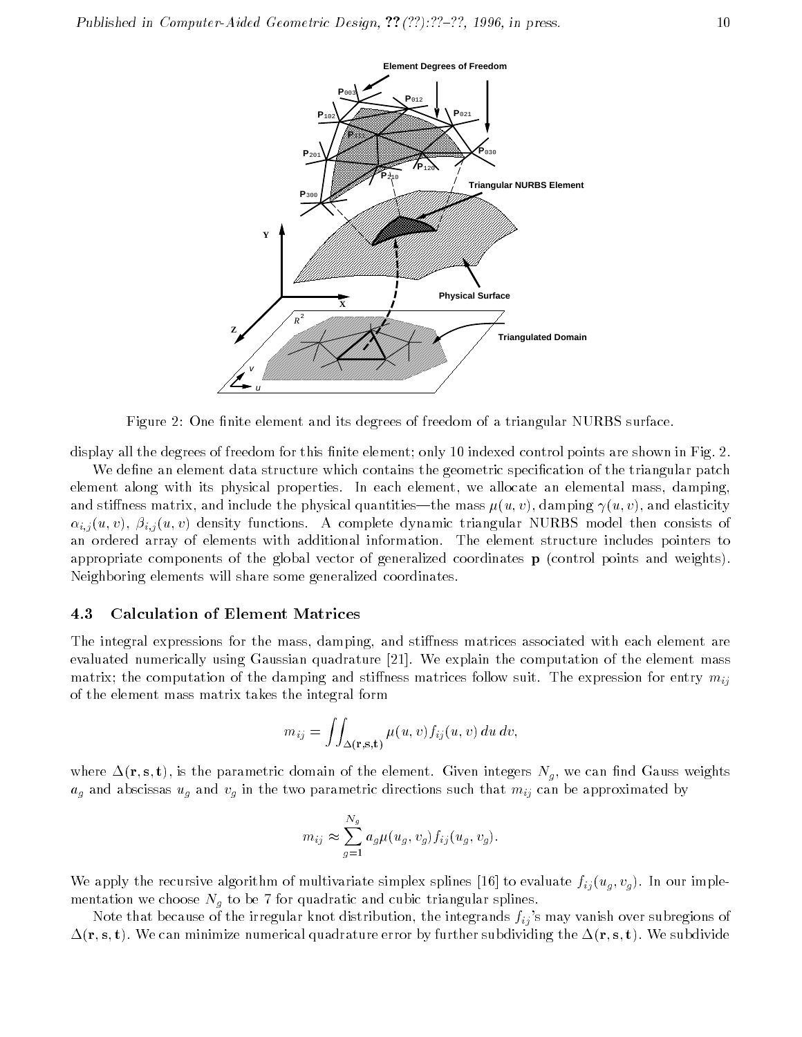Figure 2: One finite element and its degrees of freedom of a triangular NURBS surface.

display all the degrees of freedom for this finite element; only 10 indexed control points are shown in Fig. 2.

We define an element data structure which contains the geometric specification of the triangular patch element along with its physical properties. In each element, we allocate an elemental mass, damping, and stiffness matrix, and include the physical quantities—the mass $\mu(u,v)$, damping $\gamma(u,v)$, and elasticity $\alpha_{i,j}(u,v)$, $\beta_{i,j}(u,v)$ density functions. A complete dynamic triangular NURBS model then consists of an ordered array of elements with additional information. The element structure includes pointers to appropriate components of the global vector of generalized coordinates $\mathbf{p}$ (control points and weights). Neighboring elements will share some generalized coordinates.

### 4.3 Calculation of Element Matrices

The integral expressions for the mass, damping, and stiffness matrices associated with each element are evaluated numerically using Gaussian quadrature [21]. We explain the computation of the element mass matrix; the computation of the damping and stiffness matrices follow suit. The expression for entry $m_{ij}$ of the element mass matrix takes the integral form

$$m_{ij} = \iint_{\Delta(\mathbf{r},\mathbf{s},\mathbf{t})} \mu(u,v) f_{ij}(u,v)\, du\, dv,$$

where $\Delta(\mathbf{r},\mathbf{s},\mathbf{t})$, is the parametric domain of the element. Given integers $N_g$, we can find Gauss weights $a_g$ and abscissas $u_g$ and $v_g$ in the two parametric directions such that $m_{ij}$ can be approximated by

$$m_{ij} \approx \sum_{g=1}^{N_g} a_g \mu(u_g, v_g) f_{ij}(u_g, v_g).$$

We apply the recursive algorithm of multivariate simplex splines [16] to evaluate $f_{ij}(u_g, v_g)$. In our implementation we choose $N_g$ to be 7 for quadratic and cubic triangular splines.

Note that because of the irregular knot distribution, the integrands $f_{ij}$'s may vanish over subregions of $\Delta(\mathbf{r},\mathbf{s},\mathbf{t})$. We can minimize numerical quadrature error by further subdividing the $\Delta(\mathbf{r},\mathbf{s},\mathbf{t})$. We subdivide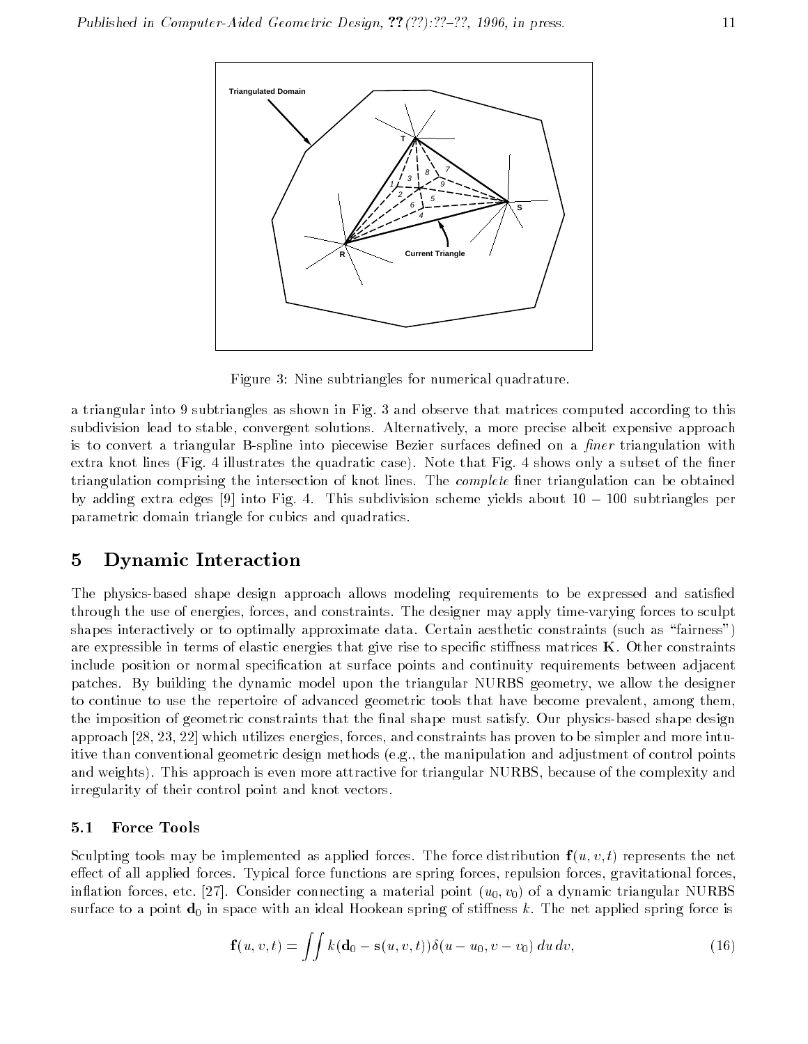Figure 3: Nine subtriangles for numerical quadrature.

a triangular into 9 subtriangles as shown in Fig. 3 and observe that matrices computed according to this subdivision lead to stable, convergent solutions. Alternatively, a more precise albeit expensive approach is to convert a triangular B-spline into piecewise Bezier surfaces defined on a *finer* triangulation with extra knot lines (Fig. 4 illustrates the quadratic case). Note that Fig. 4 shows only a subset of the finer triangulation comprising the intersection of knot lines. The *complete* finer triangulation can be obtained by adding extra edges [9] into Fig. 4. This subdivision scheme yields about 10 – 100 subtriangles per parametric domain triangle for cubics and quadratics.

# 5 Dynamic Interaction

The physics-based shape design approach allows modeling requirements to be expressed and satisfied through the use of energies, forces, and constraints. The designer may apply time-varying forces to sculpt shapes interactively or to optimally approximate data. Certain aesthetic constraints (such as "fairness") are expressible in terms of elastic energies that give rise to specific stiffness matrices $\mathbf{K}$. Other constraints include position or normal specification at surface points and continuity requirements between adjacent patches. By building the dynamic model upon the triangular NURBS geometry, we allow the designer to continue to use the repertoire of advanced geometric tools that have become prevalent, among them, the imposition of geometric constraints that the final shape must satisfy. Our physics-based shape design approach [28, 23, 22] which utilizes energies, forces, and constraints has proven to be simpler and more intuitive than conventional geometric design methods (e.g., the manipulation and adjustment of control points and weights). This approach is even more attractive for triangular NURBS, because of the complexity and irregularity of their control point and knot vectors.

## 5.1 Force Tools

Sculpting tools may be implemented as applied forces. The force distribution $\mathbf{f}(u, v, t)$ represents the net effect of all applied forces. Typical force functions are spring forces, repulsion forces, gravitational forces, inflation forces, etc. [27]. Consider connecting a material point $(u_0, v_0)$ of a dynamic triangular NURBS surface to a point $\mathbf{d}_0$ in space with an ideal Hookean spring of stiffness $k$. The net applied spring force is

$$\mathbf{f}(u, v, t) = \iint k(\mathbf{d}_0 - \mathbf{s}(u, v, t))\delta(u - u_0, v - v_0)\, du\, dv, \tag{16}$$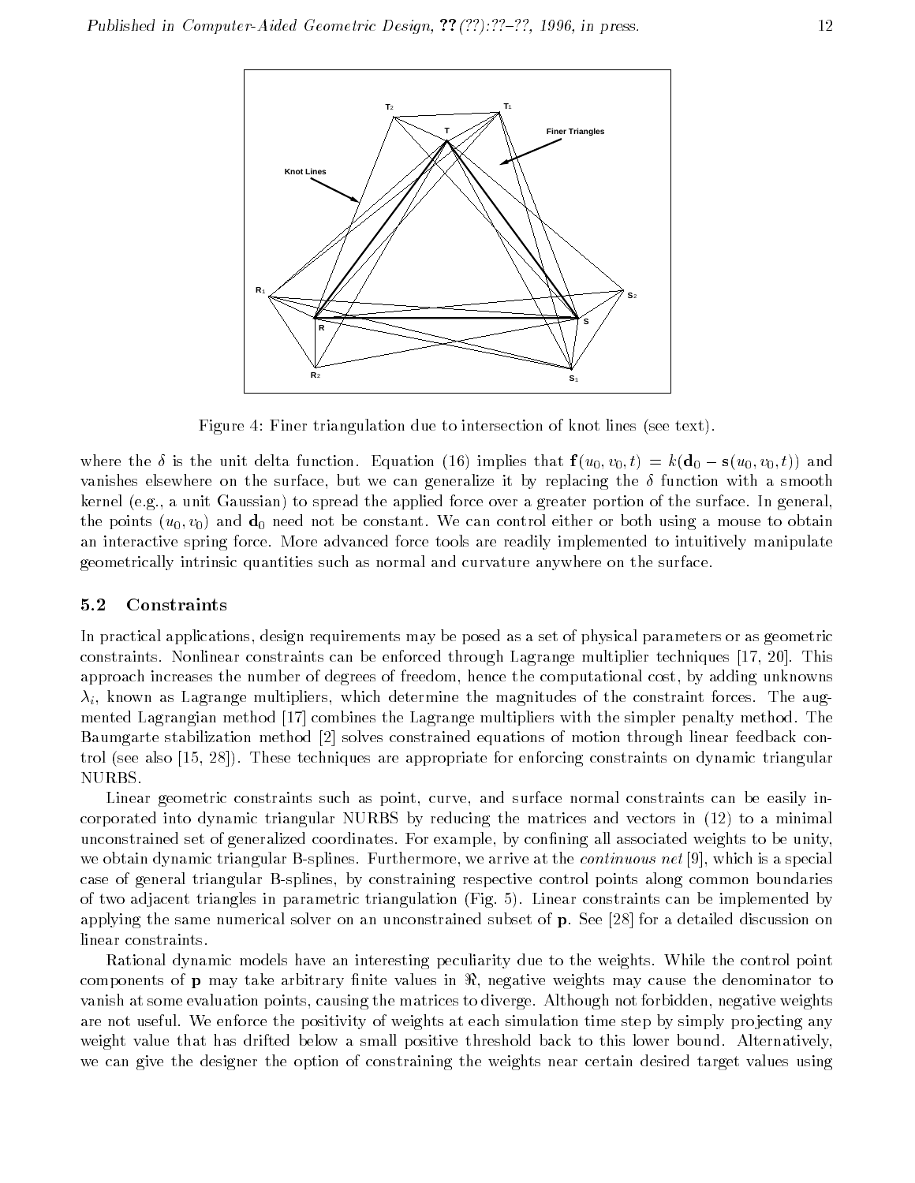Figure 4: Finer triangulation due to intersection of knot lines (see text).

where the $\delta$ is the unit delta function. Equation (16) implies that $\mathbf{f}(u_0, v_0, t) = k(\mathbf{d}_0 - \mathbf{s}(u_0, v_0, t))$ and vanishes elsewhere on the surface, but we can generalize it by replacing the $\delta$ function with a smooth kernel (e.g., a unit Gaussian) to spread the applied force over a greater portion of the surface. In general, the points $(u_0, v_0)$ and $\mathbf{d}_0$ need not be constant. We can control either or both using a mouse to obtain an interactive spring force. More advanced force tools are readily implemented to intuitively manipulate geometrically intrinsic quantities such as normal and curvature anywhere on the surface.

### 5.2 Constraints

In practical applications, design requirements may be posed as a set of physical parameters or as geometric constraints. Nonlinear constraints can be enforced through Lagrange multiplier techniques [17, 20]. This approach increases the number of degrees of freedom, hence the computational cost, by adding unknowns $\lambda_i$, known as Lagrange multipliers, which determine the magnitudes of the constraint forces. The augmented Lagrangian method [17] combines the Lagrange multipliers with the simpler penalty method. The Baumgarte stabilization method [2] solves constrained equations of motion through linear feedback control (see also [15, 28]). These techniques are appropriate for enforcing constraints on dynamic triangular NURBS.

Linear geometric constraints such as point, curve, and surface normal constraints can be easily incorporated into dynamic triangular NURBS by reducing the matrices and vectors in (12) to a minimal unconstrained set of generalized coordinates. For example, by confining all associated weights to be unity, we obtain dynamic triangular B-splines. Furthermore, we arrive at the *continuous net* [9], which is a special case of general triangular B-splines, by constraining respective control points along common boundaries of two adjacent triangles in parametric triangulation (Fig. 5). Linear constraints can be implemented by applying the same numerical solver on an unconstrained subset of $\mathbf{p}$. See [28] for a detailed discussion on linear constraints.

Rational dynamic models have an interesting peculiarity due to the weights. While the control point components of $\mathbf{p}$ may take arbitrary finite values in $\Re$, negative weights may cause the denominator to vanish at some evaluation points, causing the matrices to diverge. Although not forbidden, negative weights are not useful. We enforce the positivity of weights at each simulation time step by simply projecting any weight value that has drifted below a small positive threshold back to this lower bound. Alternatively, we can give the designer the option of constraining the weights near certain desired target values using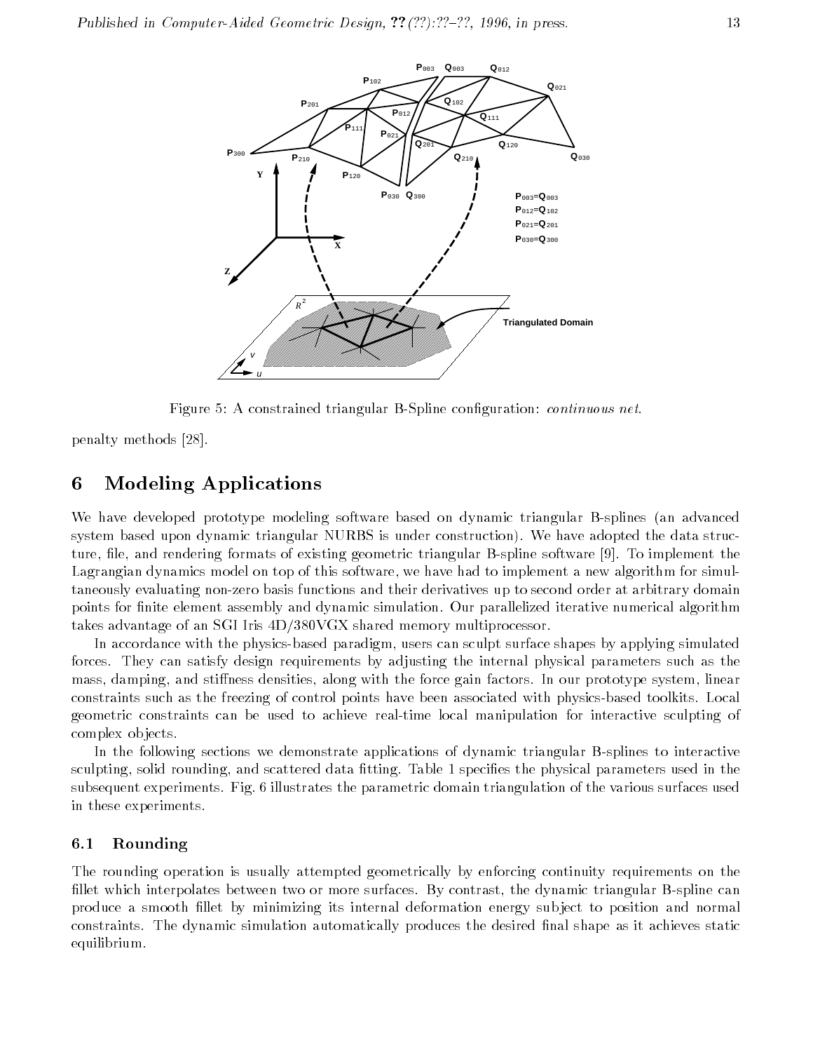Figure 5: A constrained triangular B-Spline configuration: *continuous net*.

penalty methods [28].

# 6 Modeling Applications

We have developed prototype modeling software based on dynamic triangular B-splines (an advanced system based upon dynamic triangular NURBS is under construction). We have adopted the data structure, file, and rendering formats of existing geometric triangular B-spline software [9]. To implement the Lagrangian dynamics model on top of this software, we have had to implement a new algorithm for simultaneously evaluating non-zero basis functions and their derivatives up to second order at arbitrary domain points for finite element assembly and dynamic simulation. Our parallelized iterative numerical algorithm takes advantage of an SGI Iris 4D/380VGX shared memory multiprocessor.

In accordance with the physics-based paradigm, users can sculpt surface shapes by applying simulated forces. They can satisfy design requirements by adjusting the internal physical parameters such as the mass, damping, and stiffness densities, along with the force gain factors. In our prototype system, linear constraints such as the freezing of control points have been associated with physics-based toolkits. Local geometric constraints can be used to achieve real-time local manipulation for interactive sculpting of complex objects.

In the following sections we demonstrate applications of dynamic triangular B-splines to interactive sculpting, solid rounding, and scattered data fitting. Table 1 specifies the physical parameters used in the subsequent experiments. Fig. 6 illustrates the parametric domain triangulation of the various surfaces used in these experiments.

## 6.1 Rounding

The rounding operation is usually attempted geometrically by enforcing continuity requirements on the fillet which interpolates between two or more surfaces. By contrast, the dynamic triangular B-spline can produce a smooth fillet by minimizing its internal deformation energy subject to position and normal constraints. The dynamic simulation automatically produces the desired final shape as it achieves static equilibrium.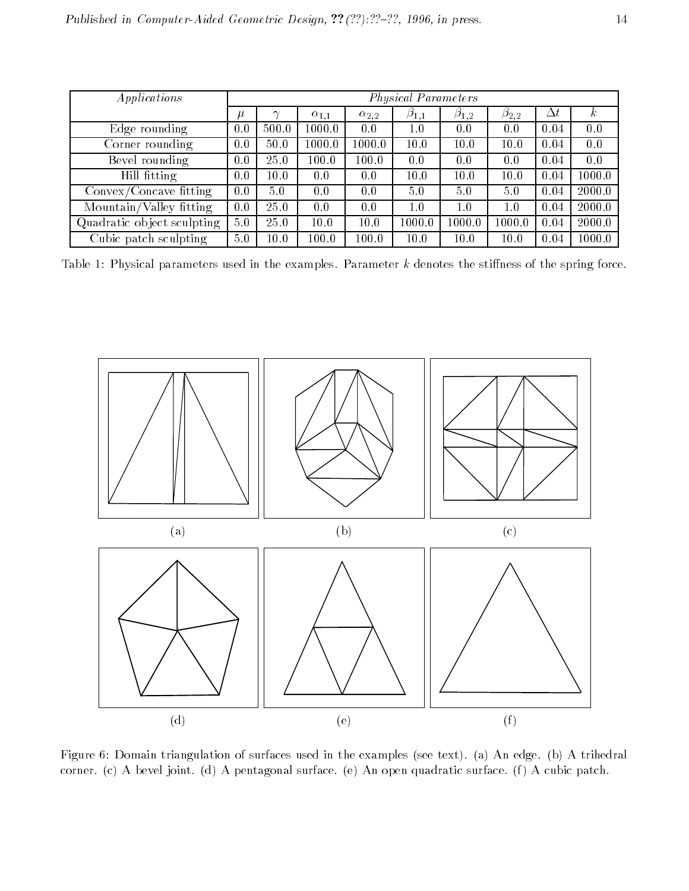| *Applications* | *Physical Parameters* | | | | | | | | |
|---|---|---|---|---|---|---|---|---|---|
| | $\mu$ | $\gamma$ | $\alpha_{1,1}$ | $\alpha_{2,2}$ | $\beta_{1,1}$ | $\beta_{1,2}$ | $\beta_{2,2}$ | $\Delta t$ | $k$ |
| Edge rounding | 0.0 | 500.0 | 1000.0 | 0.0 | 1.0 | 0.0 | 0.0 | 0.04 | 0.0 |
| Corner rounding | 0.0 | 50.0 | 1000.0 | 1000.0 | 10.0 | 10.0 | 10.0 | 0.04 | 0.0 |
| Bevel rounding | 0.0 | 25.0 | 100.0 | 100.0 | 0.0 | 0.0 | 0.0 | 0.04 | 0.0 |
| Hill fitting | 0.0 | 10.0 | 0.0 | 0.0 | 10.0 | 10.0 | 10.0 | 0.04 | 1000.0 |
| Convex/Concave fitting | 0.0 | 5.0 | 0.0 | 0.0 | 5.0 | 5.0 | 5.0 | 0.04 | 2000.0 |
| Mountain/Valley fitting | 0.0 | 25.0 | 0.0 | 0.0 | 1.0 | 1.0 | 1.0 | 0.04 | 2000.0 |
| Quadratic object sculpting | 5.0 | 25.0 | 10.0 | 10.0 | 1000.0 | 1000.0 | 1000.0 | 0.04 | 2000.0 |
| Cubic patch sculpting | 5.0 | 10.0 | 100.0 | 100.0 | 10.0 | 10.0 | 10.0 | 0.04 | 1000.0 |

Table 1: Physical parameters used in the examples. Parameter $k$ denotes the stiffness of the spring force.

(a) (b) (c)

(d) (e) (f)

Figure 6: Domain triangulation of surfaces used in the examples (see text). (a) An edge. (b) A trihedral corner. (c) A bevel joint. (d) A pentagonal surface. (e) An open quadratic surface. (f) A cubic patch.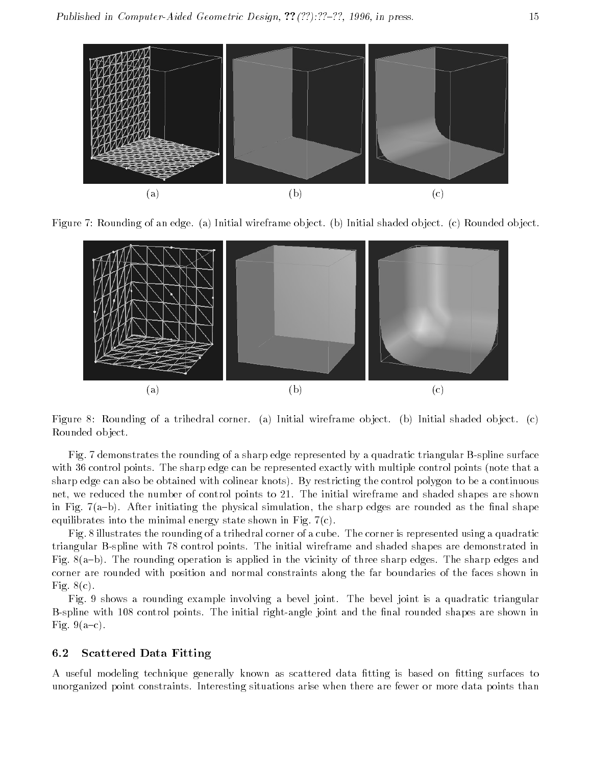(a) (b) (c)

Figure 7: Rounding of an edge. (a) Initial wireframe object. (b) Initial shaded object. (c) Rounded object.

(a) (b) (c)

Figure 8: Rounding of a trihedral corner. (a) Initial wireframe object. (b) Initial shaded object. (c) Rounded object.

Fig. 7 demonstrates the rounding of a sharp edge represented by a quadratic triangular B-spline surface with 36 control points. The sharp edge can be represented exactly with multiple control points (note that a sharp edge can also be obtained with colinear knots). By restricting the control polygon to be a continuous net, we reduced the number of control points to 21. The initial wireframe and shaded shapes are shown in Fig. 7(a–b). After initiating the physical simulation, the sharp edges are rounded as the final shape equilibrates into the minimal energy state shown in Fig. 7(c).

Fig. 8 illustrates the rounding of a trihedral corner of a cube. The corner is represented using a quadratic triangular B-spline with 78 control points. The initial wireframe and shaded shapes are demonstrated in Fig. 8(a–b). The rounding operation is applied in the vicinity of three sharp edges. The sharp edges and corner are rounded with position and normal constraints along the far boundaries of the faces shown in Fig. 8(c).

Fig. 9 shows a rounding example involving a bevel joint. The bevel joint is a quadratic triangular B-spline with 108 control points. The initial right-angle joint and the final rounded shapes are shown in Fig. 9(a–c).

## 6.2 Scattered Data Fitting

A useful modeling technique generally known as scattered data fitting is based on fitting surfaces to unorganized point constraints. Interesting situations arise when there are fewer or more data points than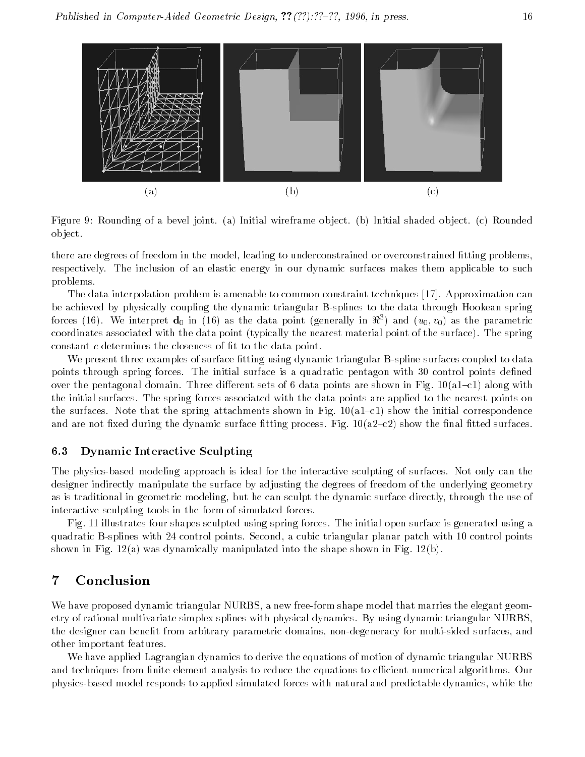(a) (b) (c)

Figure 9: Rounding of a bevel joint. (a) Initial wireframe object. (b) Initial shaded object. (c) Rounded object.

there are degrees of freedom in the model, leading to underconstrained or overconstrained fitting problems, respectively. The inclusion of an elastic energy in our dynamic surfaces makes them applicable to such problems.

The data interpolation problem is amenable to common constraint techniques [17]. Approximation can be achieved by physically coupling the dynamic triangular B-splines to the data through Hookean spring forces (16). We interpret $\mathbf{d}_0$ in (16) as the data point (generally in $\Re^3$) and $(u_0, v_0)$ as the parametric coordinates associated with the data point (typically the nearest material point of the surface). The spring constant $c$ determines the closeness of fit to the data point.

We present three examples of surface fitting using dynamic triangular B-spline surfaces coupled to data points through spring forces. The initial surface is a quadratic pentagon with 30 control points defined over the pentagonal domain. Three different sets of 6 data points are shown in Fig. 10(a1–c1) along with the initial surfaces. The spring forces associated with the data points are applied to the nearest points on the surfaces. Note that the spring attachments shown in Fig. 10(a1–c1) show the initial correspondence and are not fixed during the dynamic surface fitting process. Fig. 10(a2–c2) show the final fitted surfaces.

### 6.3 Dynamic Interactive Sculpting

The physics-based modeling approach is ideal for the interactive sculpting of surfaces. Not only can the designer indirectly manipulate the surface by adjusting the degrees of freedom of the underlying geometry as is traditional in geometric modeling, but he can sculpt the dynamic surface directly, through the use of interactive sculpting tools in the form of simulated forces.

Fig. 11 illustrates four shapes sculpted using spring forces. The initial open surface is generated using a quadratic B-splines with 24 control points. Second, a cubic triangular planar patch with 10 control points shown in Fig. 12(a) was dynamically manipulated into the shape shown in Fig. 12(b).

## 7 Conclusion

We have proposed dynamic triangular NURBS, a new free-form shape model that marries the elegant geometry of rational multivariate simplex splines with physical dynamics. By using dynamic triangular NURBS, the designer can benefit from arbitrary parametric domains, non-degeneracy for multi-sided surfaces, and other important features.

We have applied Lagrangian dynamics to derive the equations of motion of dynamic triangular NURBS and techniques from finite element analysis to reduce the equations to efficient numerical algorithms. Our physics-based model responds to applied simulated forces with natural and predictable dynamics, while the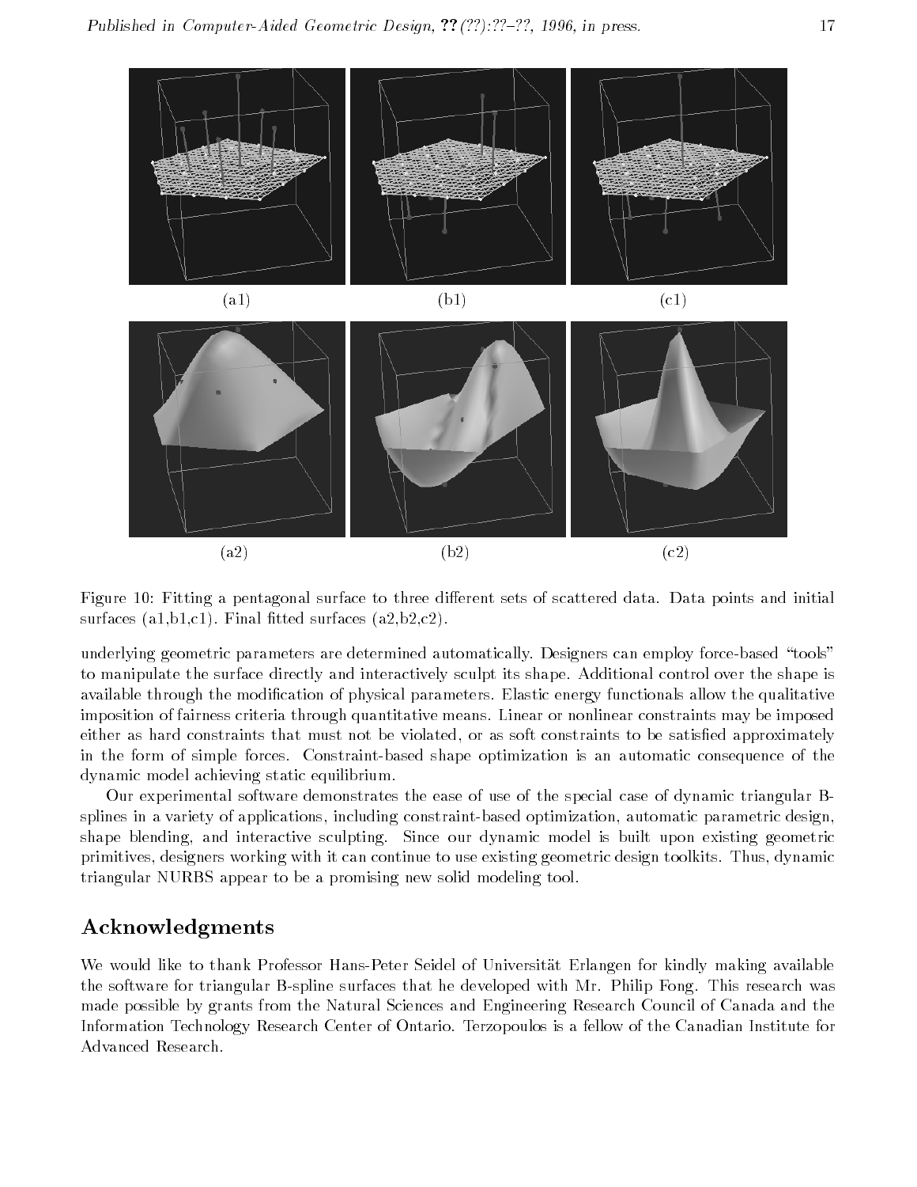(a1) (b1) (c1)

(a2) (b2) (c2)

Figure 10: Fitting a pentagonal surface to three different sets of scattered data. Data points and initial surfaces (a1,b1,c1). Final fitted surfaces (a2,b2,c2).

underlying geometric parameters are determined automatically. Designers can employ force-based "tools" to manipulate the surface directly and interactively sculpt its shape. Additional control over the shape is available through the modification of physical parameters. Elastic energy functionals allow the qualitative imposition of fairness criteria through quantitative means. Linear or nonlinear constraints may be imposed either as hard constraints that must not be violated, or as soft constraints to be satisfied approximately in the form of simple forces. Constraint-based shape optimization is an automatic consequence of the dynamic model achieving static equilibrium.

Our experimental software demonstrates the ease of use of the special case of dynamic triangular B-splines in a variety of applications, including constraint-based optimization, automatic parametric design, shape blending, and interactive sculpting. Since our dynamic model is built upon existing geometric primitives, designers working with it can continue to use existing geometric design toolkits. Thus, dynamic triangular NURBS appear to be a promising new solid modeling tool.

## Acknowledgments

We would like to thank Professor Hans-Peter Seidel of Universität Erlangen for kindly making available the software for triangular B-spline surfaces that he developed with Mr. Philip Fong. This research was made possible by grants from the Natural Sciences and Engineering Research Council of Canada and the Information Technology Research Center of Ontario. Terzopoulos is a fellow of the Canadian Institute for Advanced Research.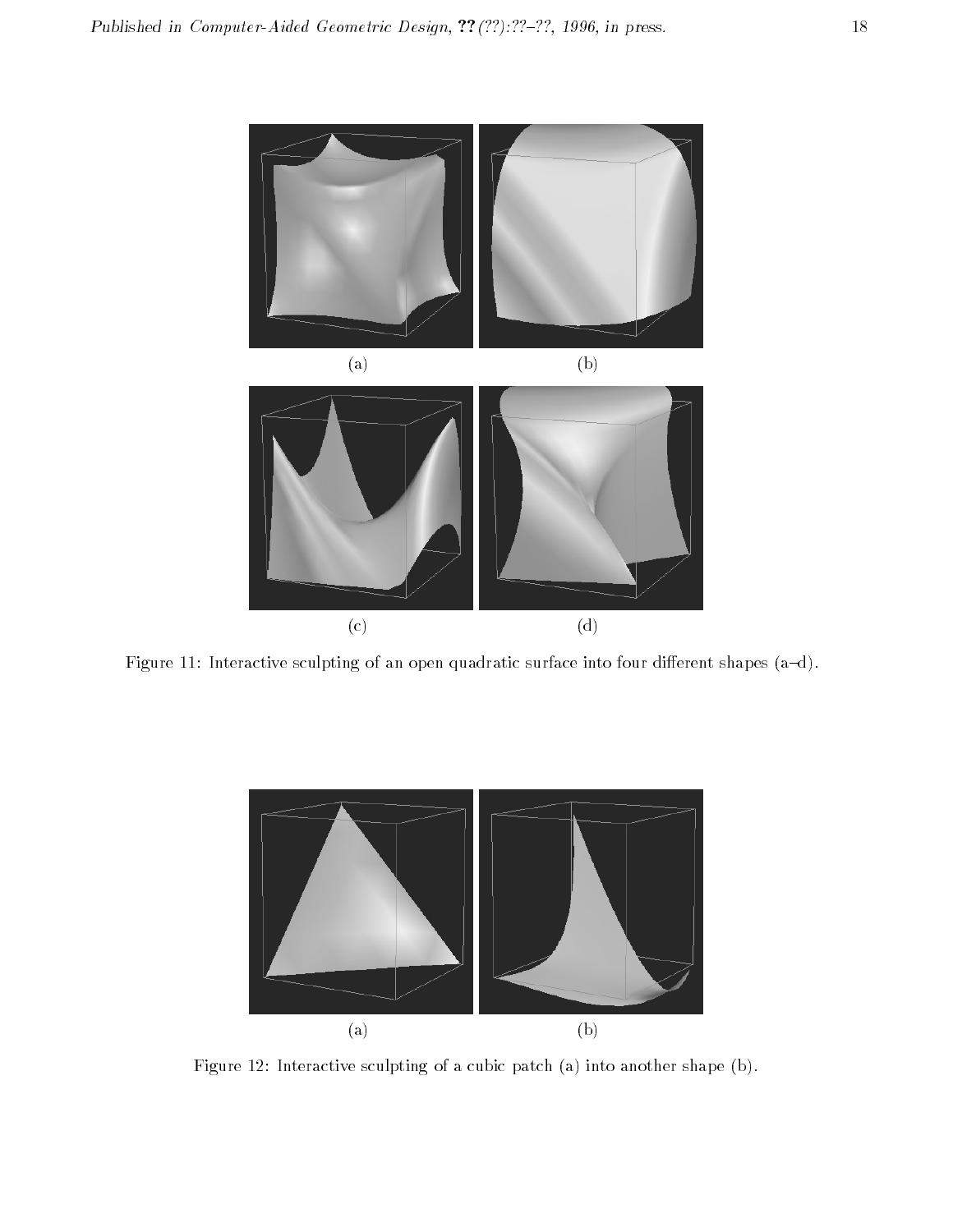(a) (b)

(c) (d)

Figure 11: Interactive sculpting of an open quadratic surface into four different shapes (a–d).

(a) (b)

Figure 12: Interactive sculpting of a cubic patch (a) into another shape (b).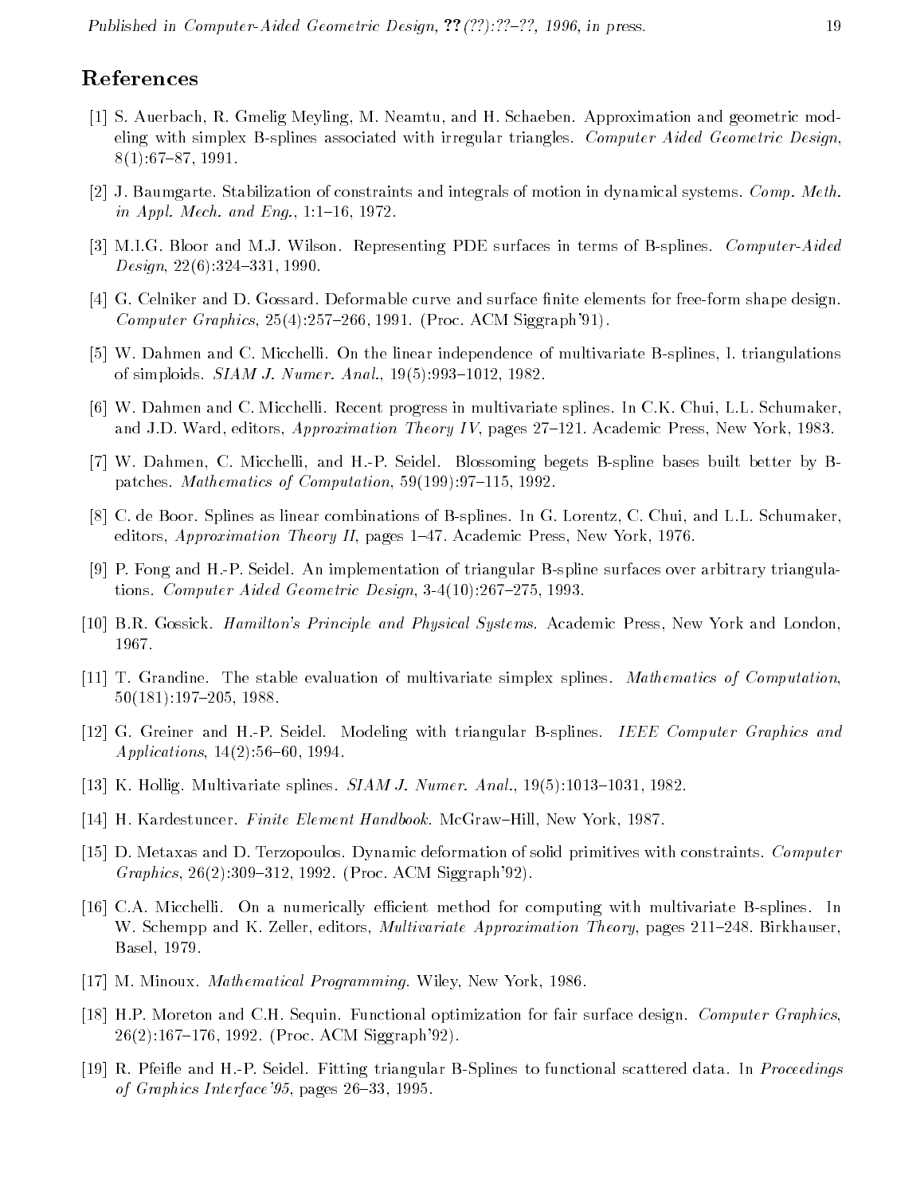## References

[1] S. Auerbach, R. Gmelig Meyling, M. Neamtu, and H. Schaeben. Approximation and geometric modeling with simplex B-splines associated with irregular triangles. *Computer Aided Geometric Design*, 8(1):67–87, 1991.

[2] J. Baumgarte. Stabilization of constraints and integrals of motion in dynamical systems. *Comp. Meth. in Appl. Mech. and Eng.*, 1:1–16, 1972.

[3] M.I.G. Bloor and M.J. Wilson. Representing PDE surfaces in terms of B-splines. *Computer-Aided Design*, 22(6):324–331, 1990.

[4] G. Celniker and D. Gossard. Deformable curve and surface finite elements for free-form shape design. *Computer Graphics*, 25(4):257–266, 1991. (Proc. ACM Siggraph'91).

[5] W. Dahmen and C. Micchelli. On the linear independence of multivariate B-splines, I. triangulations of simploids. *SIAM J. Numer. Anal.*, 19(5):993–1012, 1982.

[6] W. Dahmen and C. Micchelli. Recent progress in multivariate splines. In C.K. Chui, L.L. Schumaker, and J.D. Ward, editors, *Approximation Theory IV*, pages 27–121. Academic Press, New York, 1983.

[7] W. Dahmen, C. Micchelli, and H.-P. Seidel. Blossoming begets B-spline bases built better by B-patches. *Mathematics of Computation*, 59(199):97–115, 1992.

[8] C. de Boor. Splines as linear combinations of B-splines. In G. Lorentz, C. Chui, and L.L. Schumaker, editors, *Approximation Theory II*, pages 1–47. Academic Press, New York, 1976.

[9] P. Fong and H.-P. Seidel. An implementation of triangular B-spline surfaces over arbitrary triangulations. *Computer Aided Geometric Design*, 3-4(10):267–275, 1993.

[10] B.R. Gossick. *Hamilton's Principle and Physical Systems*. Academic Press, New York and London, 1967.

[11] T. Grandine. The stable evaluation of multivariate simplex splines. *Mathematics of Computation*, 50(181):197–205, 1988.

[12] G. Greiner and H.-P. Seidel. Modeling with triangular B-splines. *IEEE Computer Graphics and Applications*, 14(2):56–60, 1994.

[13] K. Hollig. Multivariate splines. *SIAM J. Numer. Anal.*, 19(5):1013–1031, 1982.

[14] H. Kardestuncer. *Finite Element Handbook*. McGraw–Hill, New York, 1987.

[15] D. Metaxas and D. Terzopoulos. Dynamic deformation of solid primitives with constraints. *Computer Graphics*, 26(2):309–312, 1992. (Proc. ACM Siggraph'92).

[16] C.A. Micchelli. On a numerically efficient method for computing with multivariate B-splines. In W. Schempp and K. Zeller, editors, *Multivariate Approximation Theory*, pages 211–248. Birkhauser, Basel, 1979.

[17] M. Minoux. *Mathematical Programming*. Wiley, New York, 1986.

[18] H.P. Moreton and C.H. Sequin. Functional optimization for fair surface design. *Computer Graphics*, 26(2):167–176, 1992. (Proc. ACM Siggraph'92).

[19] R. Pfeifle and H.-P. Seidel. Fitting triangular B-Splines to functional scattered data. In *Proceedings of Graphics Interface'95*, pages 26–33, 1995.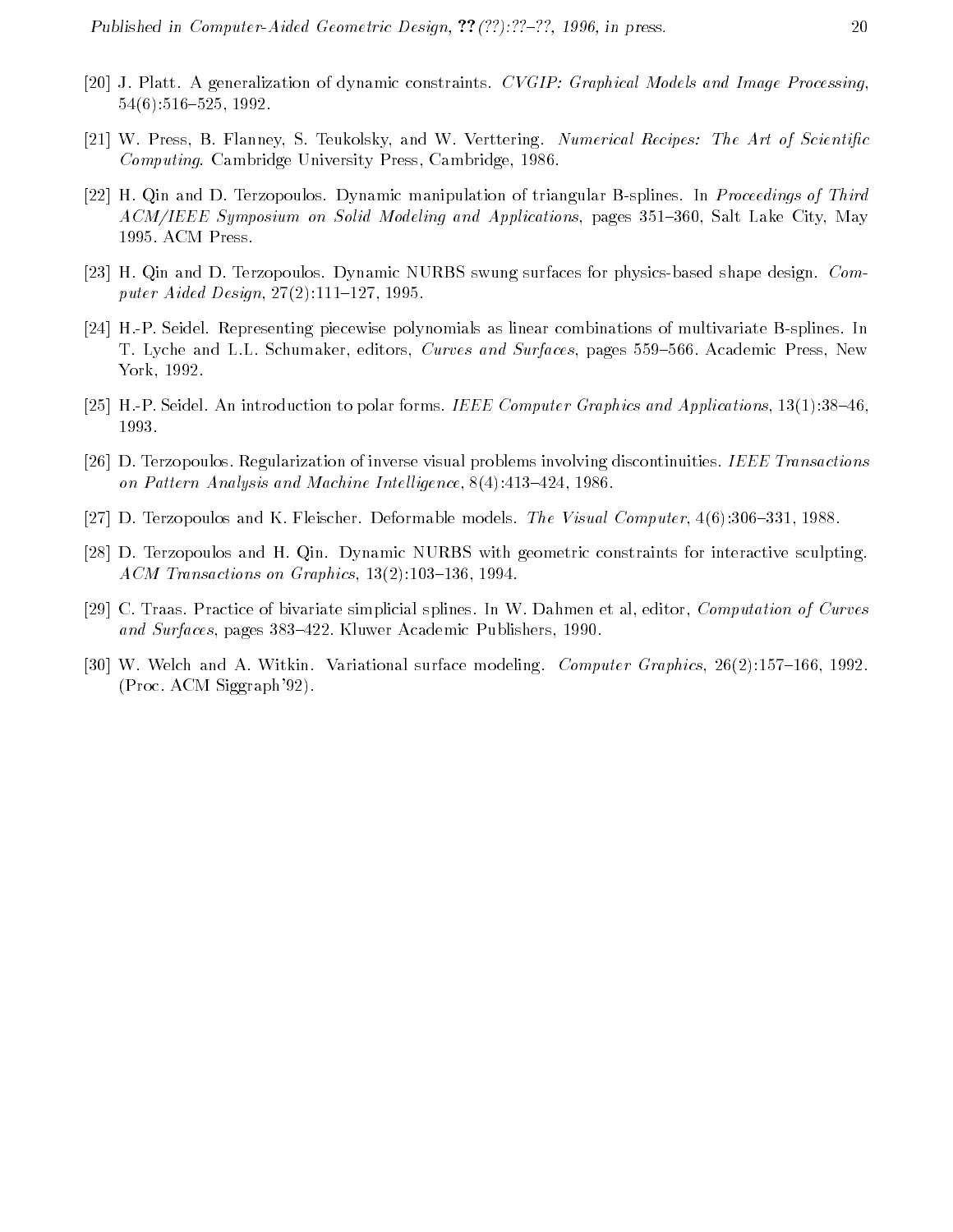[20] J. Platt. A generalization of dynamic constraints. *CVGIP: Graphical Models and Image Processing*, 54(6):516–525, 1992.

[21] W. Press, B. Flanney, S. Teukolsky, and W. Verttering. *Numerical Recipes: The Art of Scientific Computing*. Cambridge University Press, Cambridge, 1986.

[22] H. Qin and D. Terzopoulos. Dynamic manipulation of triangular B-splines. In *Proceedings of Third ACM/IEEE Symposium on Solid Modeling and Applications*, pages 351–360, Salt Lake City, May 1995. ACM Press.

[23] H. Qin and D. Terzopoulos. Dynamic NURBS swung surfaces for physics-based shape design. *Computer Aided Design*, 27(2):111–127, 1995.

[24] H.-P. Seidel. Representing piecewise polynomials as linear combinations of multivariate B-splines. In T. Lyche and L.L. Schumaker, editors, *Curves and Surfaces*, pages 559–566. Academic Press, New York, 1992.

[25] H.-P. Seidel. An introduction to polar forms. *IEEE Computer Graphics and Applications*, 13(1):38–46, 1993.

[26] D. Terzopoulos. Regularization of inverse visual problems involving discontinuities. *IEEE Transactions on Pattern Analysis and Machine Intelligence*, 8(4):413–424, 1986.

[27] D. Terzopoulos and K. Fleischer. Deformable models. *The Visual Computer*, 4(6):306–331, 1988.

[28] D. Terzopoulos and H. Qin. Dynamic NURBS with geometric constraints for interactive sculpting. *ACM Transactions on Graphics*, 13(2):103–136, 1994.

[29] C. Traas. Practice of bivariate simplicial splines. In W. Dahmen et al, editor, *Computation of Curves and Surfaces*, pages 383–422. Kluwer Academic Publishers, 1990.

[30] W. Welch and A. Witkin. Variational surface modeling. *Computer Graphics*, 26(2):157–166, 1992. (Proc. ACM Siggraph'92).